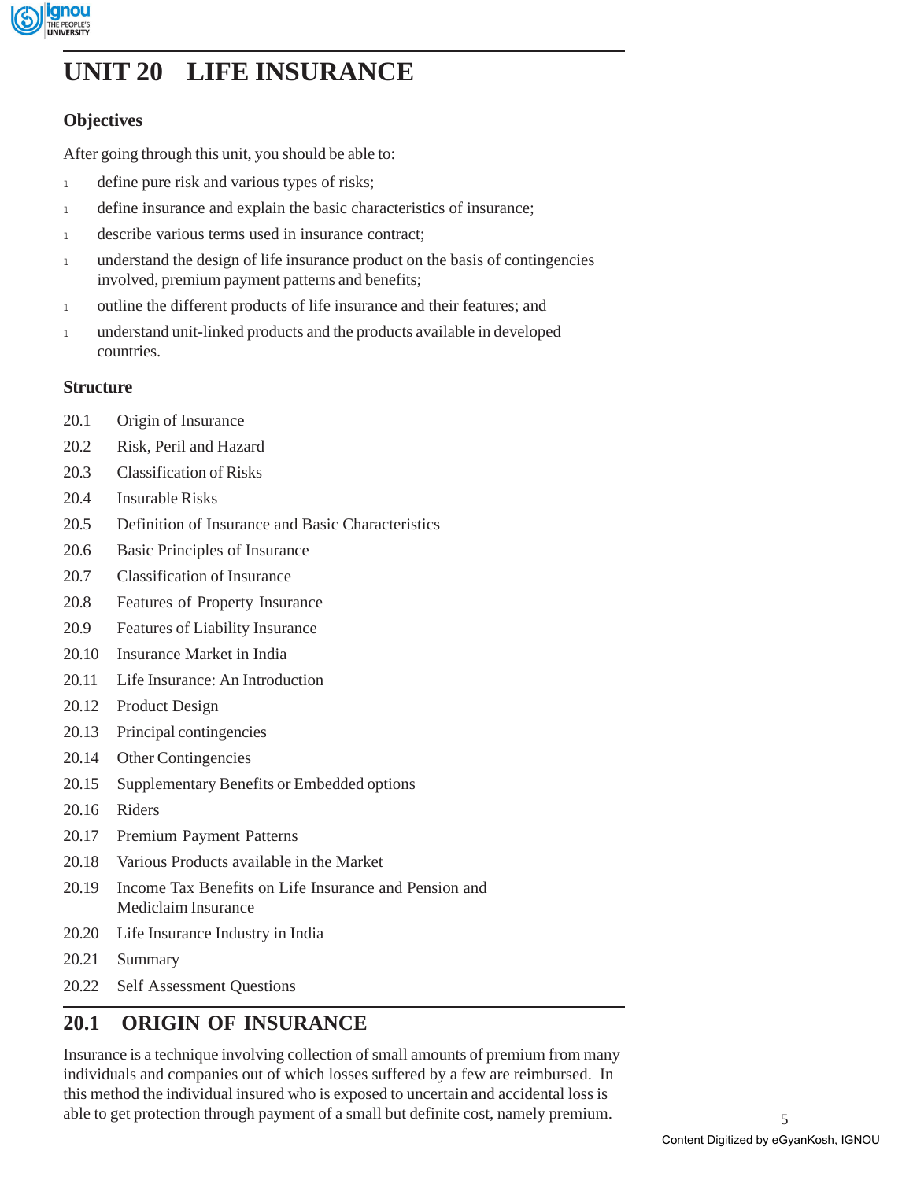# UNIT 20 LIFE INSURANCE

## Objectives

After going through this unit, you should be able to:

- define pure risk and various types of risks;
- define insurance and explain the basic characteristics of insurance;
- describe various terms used in insurance contract;
- understand the design of life insurance product on the basis of contingencies involved, premium payment patterns and benefits;
- outline the different products of life insurance and their features; and
- understand unit-linked products and the products available in developed countries.

## Structure

20.1 Origin of Insurance

20.2 Risk, Peril and Hazard

20.3 Classification of Risks

20.4 Insurable Risks

20.5 Definition of Insurance and Basic Characteristics

20.6 Basic Principles of Insurance

20.7 Classification of Insurance

20.8 Features of Property Insurance

20.9 Features of Liability Insurance

20.10 Insurance Market in India

20.11 Life Insurance: An Introduction

20.12 Product Design

20.13 Principal contingencies

20.14 Other Contingencies

20.15 Supplementary Benefits or Embedded options

20.16 Riders

20.17 Premium Payment Patterns

20.18 Various Products available in the Market

20.19 Income Tax Benefits on Life Insurance and Pension and Mediclaim Insurance

20.20 Life Insurance Industry in India

20.21 Summary

20.22 Self Assessment Questions

## 20.1 ORIGIN OF INSURANCE

Insurance is a technique involving collection of small amounts of premium from many individuals and companies out of which losses suffered by a few are reimbursed. In this method the individual insured who is exposed to uncertain and accidental loss is able to get protection through payment of a small but definite cost, namely premium.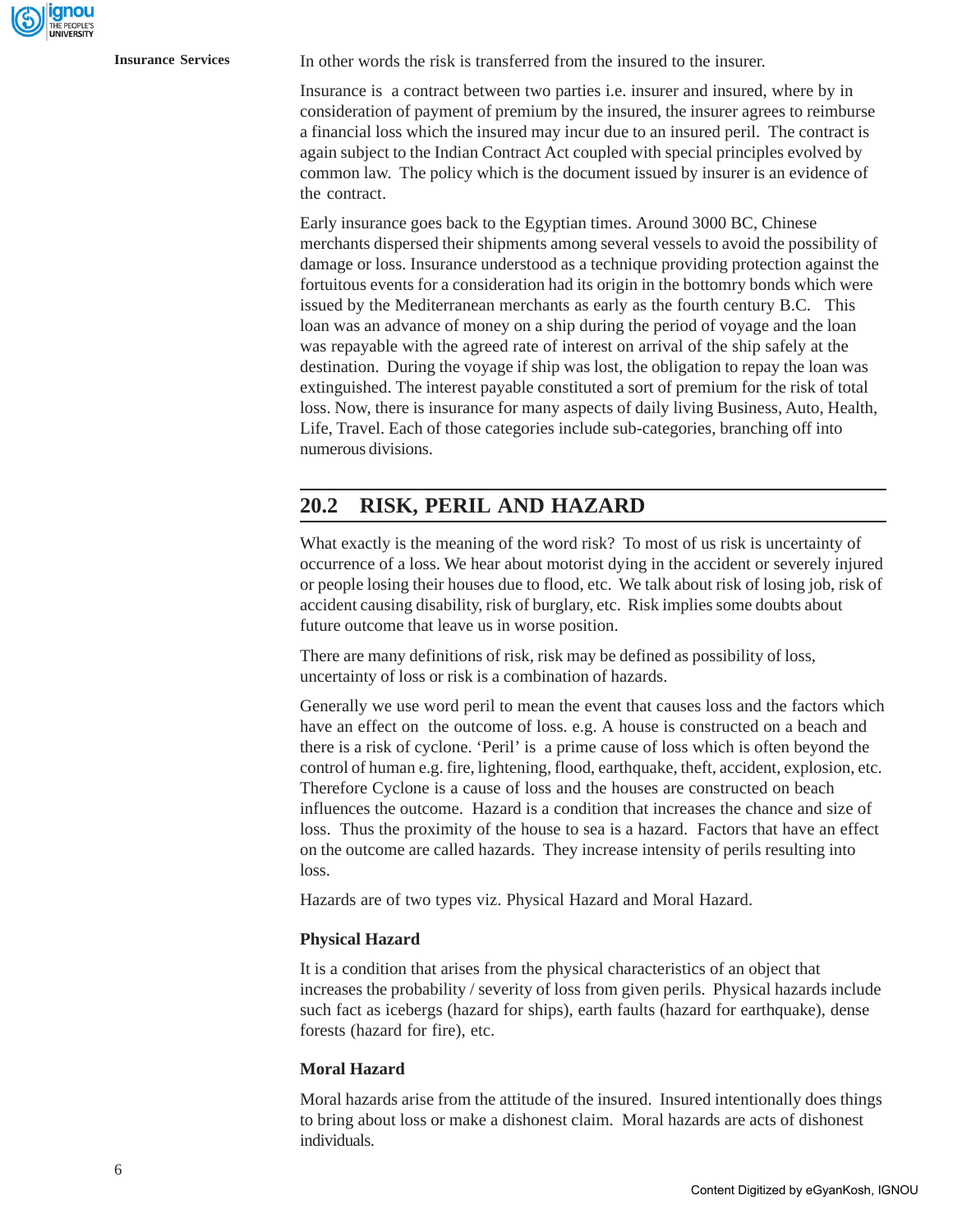In other words the risk is transferred from the insured to the insurer.

Insurance is a contract between two parties i.e. insurer and insured, where by in consideration of payment of premium by the insured, the insurer agrees to reimburse a financial loss which the insured may incur due to an insured peril. The contract is again subject to the Indian Contract Act coupled with special principles evolved by common law. The policy which is the document issued by insurer is an evidence of the contract.

Early insurance goes back to the Egyptian times. Around 3000 BC, Chinese merchants dispersed their shipments among several vessels to avoid the possibility of damage or loss. Insurance understood as a technique providing protection against the fortuitous events for a consideration had its origin in the bottomry bonds which were issued by the Mediterranean merchants as early as the fourth century B.C. This loan was an advance of money on a ship during the period of voyage and the loan was repayable with the agreed rate of interest on arrival of the ship safely at the destination. During the voyage if ship was lost, the obligation to repay the loan was extinguished. The interest payable constituted a sort of premium for the risk of total loss. Now, there is insurance for many aspects of daily living Business, Auto, Health, Life, Travel. Each of those categories include sub-categories, branching off into numerous divisions.

## 20.2 RISK, PERIL AND HAZARD

What exactly is the meaning of the word risk? To most of us risk is uncertainty of occurrence of a loss. We hear about motorist dying in the accident or severely injured or people losing their houses due to flood, etc. We talk about risk of losing job, risk of accident causing disability, risk of burglary, etc. Risk implies some doubts about future outcome that leave us in worse position.

There are many definitions of risk, risk may be defined as possibility of loss, uncertainty of loss or risk is a combination of hazards.

Generally we use word peril to mean the event that causes loss and the factors which have an effect on the outcome of loss. e.g. A house is constructed on a beach and there is a risk of cyclone. 'Peril' is a prime cause of loss which is often beyond the control of human e.g. fire, lightening, flood, earthquake, theft, accident, explosion, etc. Therefore Cyclone is a cause of loss and the houses are constructed on beach influences the outcome. Hazard is a condition that increases the chance and size of loss. Thus the proximity of the house to sea is a hazard. Factors that have an effect on the outcome are called hazards. They increase intensity of perils resulting into loss.

Hazards are of two types viz. Physical Hazard and Moral Hazard.

### Physical Hazard

It is a condition that arises from the physical characteristics of an object that increases the probability / severity of loss from given perils. Physical hazards include such fact as icebergs (hazard for ships), earth faults (hazard for earthquake), dense forests (hazard for fire), etc.

### Moral Hazard

Moral hazards arise from the attitude of the insured. Insured intentionally does things to bring about loss or make a dishonest claim. Moral hazards are acts of dishonest individuals.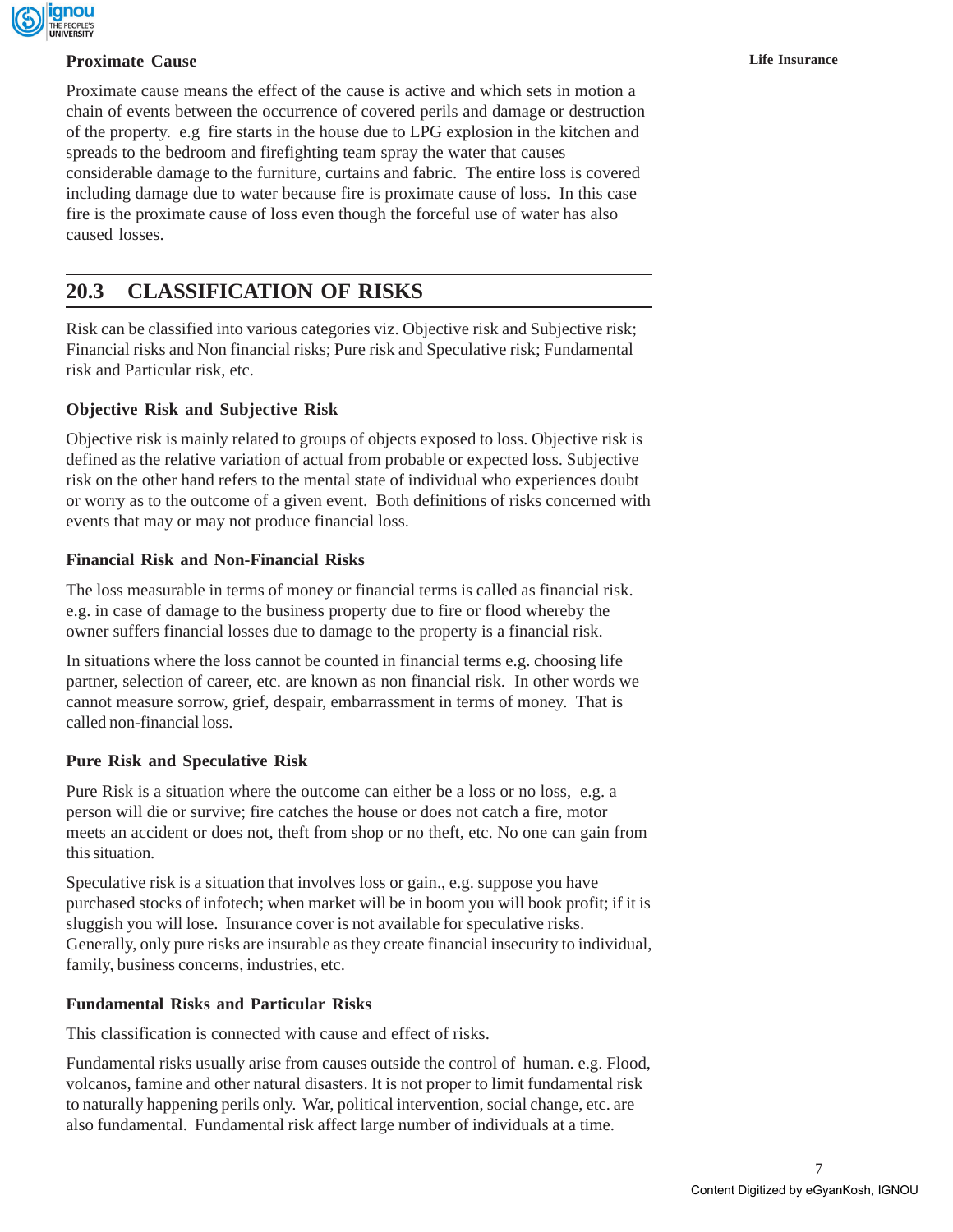### Proximate Cause

Proximate cause means the effect of the cause is active and which sets in motion a chain of events between the occurrence of covered perils and damage or destruction of the property. e.g fire starts in the house due to LPG explosion in the kitchen and spreads to the bedroom and firefighting team spray the water that causes considerable damage to the furniture, curtains and fabric. The entire loss is covered including damage due to water because fire is proximate cause of loss. In this case fire is the proximate cause of loss even though the forceful use of water has also caused losses.

## 20.3 CLASSIFICATION OF RISKS

Risk can be classified into various categories viz. Objective risk and Subjective risk; Financial risks and Non financial risks; Pure risk and Speculative risk; Fundamental risk and Particular risk, etc.

### Objective Risk and Subjective Risk

Objective risk is mainly related to groups of objects exposed to loss. Objective risk is defined as the relative variation of actual from probable or expected loss. Subjective risk on the other hand refers to the mental state of individual who experiences doubt or worry as to the outcome of a given event. Both definitions of risks concerned with events that may or may not produce financial loss.

### Financial Risk and Non-Financial Risks

The loss measurable in terms of money or financial terms is called as financial risk. e.g. in case of damage to the business property due to fire or flood whereby the owner suffers financial losses due to damage to the property is a financial risk.

In situations where the loss cannot be counted in financial terms e.g. choosing life partner, selection of career, etc. are known as non financial risk. In other words we cannot measure sorrow, grief, despair, embarrassment in terms of money. That is called non-financial loss.

### Pure Risk and Speculative Risk

Pure Risk is a situation where the outcome can either be a loss or no loss, e.g. a person will die or survive; fire catches the house or does not catch a fire, motor meets an accident or does not, theft from shop or no theft, etc. No one can gain from this situation.

Speculative risk is a situation that involves loss or gain., e.g. suppose you have purchased stocks of infotech; when market will be in boom you will book profit; if it is sluggish you will lose. Insurance cover is not available for speculative risks. Generally, only pure risks are insurable as they create financial insecurity to individual, family, business concerns, industries, etc.

### Fundamental Risks and Particular Risks

This classification is connected with cause and effect of risks.

Fundamental risks usually arise from causes outside the control of human. e.g. Flood, volcanos, famine and other natural disasters. It is not proper to limit fundamental risk to naturally happening perils only. War, political intervention, social change, etc. are also fundamental. Fundamental risk affect large number of individuals at a time.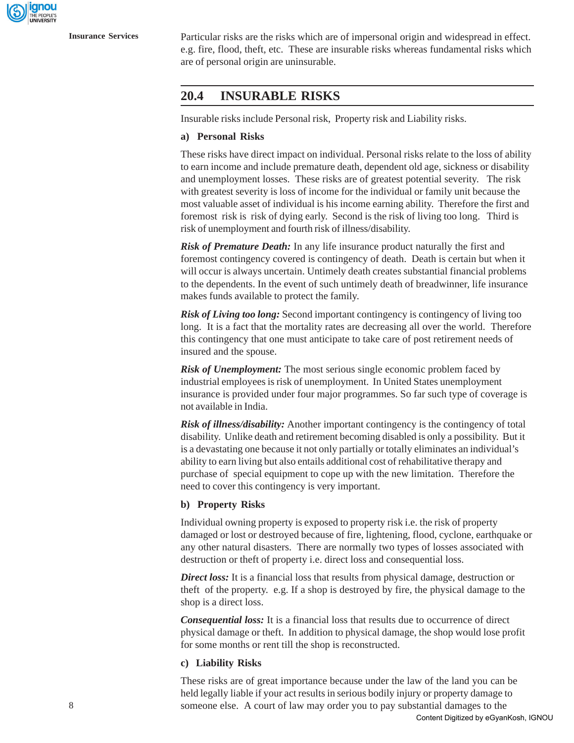Particular risks are the risks which are of impersonal origin and widespread in effect. e.g. fire, flood, theft, etc. These are insurable risks whereas fundamental risks which are of personal origin are uninsurable.

## 20.4 INSURABLE RISKS

Insurable risks include Personal risk, Property risk and Liability risks.

**a) Personal Risks**

These risks have direct impact on individual. Personal risks relate to the loss of ability to earn income and include premature death, dependent old age, sickness or disability and unemployment losses. These risks are of greatest potential severity. The risk with greatest severity is loss of income for the individual or family unit because the most valuable asset of individual is his income earning ability. Therefore the first and foremost risk is risk of dying early. Second is the risk of living too long. Third is risk of unemployment and fourth risk of illness/disability.

***Risk of Premature Death:*** In any life insurance product naturally the first and foremost contingency covered is contingency of death. Death is certain but when it will occur is always uncertain. Untimely death creates substantial financial problems to the dependents. In the event of such untimely death of breadwinner, life insurance makes funds available to protect the family.

***Risk of Living too long:*** Second important contingency is contingency of living too long. It is a fact that the mortality rates are decreasing all over the world. Therefore this contingency that one must anticipate to take care of post retirement needs of insured and the spouse.

***Risk of Unemployment:*** The most serious single economic problem faced by industrial employees is risk of unemployment. In United States unemployment insurance is provided under four major programmes. So far such type of coverage is not available in India.

***Risk of illness/disability:*** Another important contingency is the contingency of total disability. Unlike death and retirement becoming disabled is only a possibility. But it is a devastating one because it not only partially or totally eliminates an individual's ability to earn living but also entails additional cost of rehabilitative therapy and purchase of special equipment to cope up with the new limitation. Therefore the need to cover this contingency is very important.

**b) Property Risks**

Individual owning property is exposed to property risk i.e. the risk of property damaged or lost or destroyed because of fire, lightening, flood, cyclone, earthquake or any other natural disasters. There are normally two types of losses associated with destruction or theft of property i.e. direct loss and consequential loss.

***Direct loss:*** It is a financial loss that results from physical damage, destruction or theft of the property. e.g. If a shop is destroyed by fire, the physical damage to the shop is a direct loss.

***Consequential loss:*** It is a financial loss that results due to occurrence of direct physical damage or theft. In addition to physical damage, the shop would lose profit for some months or rent till the shop is reconstructed.

**c) Liability Risks**

These risks are of great importance because under the law of the land you can be held legally liable if your act results in serious bodily injury or property damage to someone else. A court of law may order you to pay substantial damages to the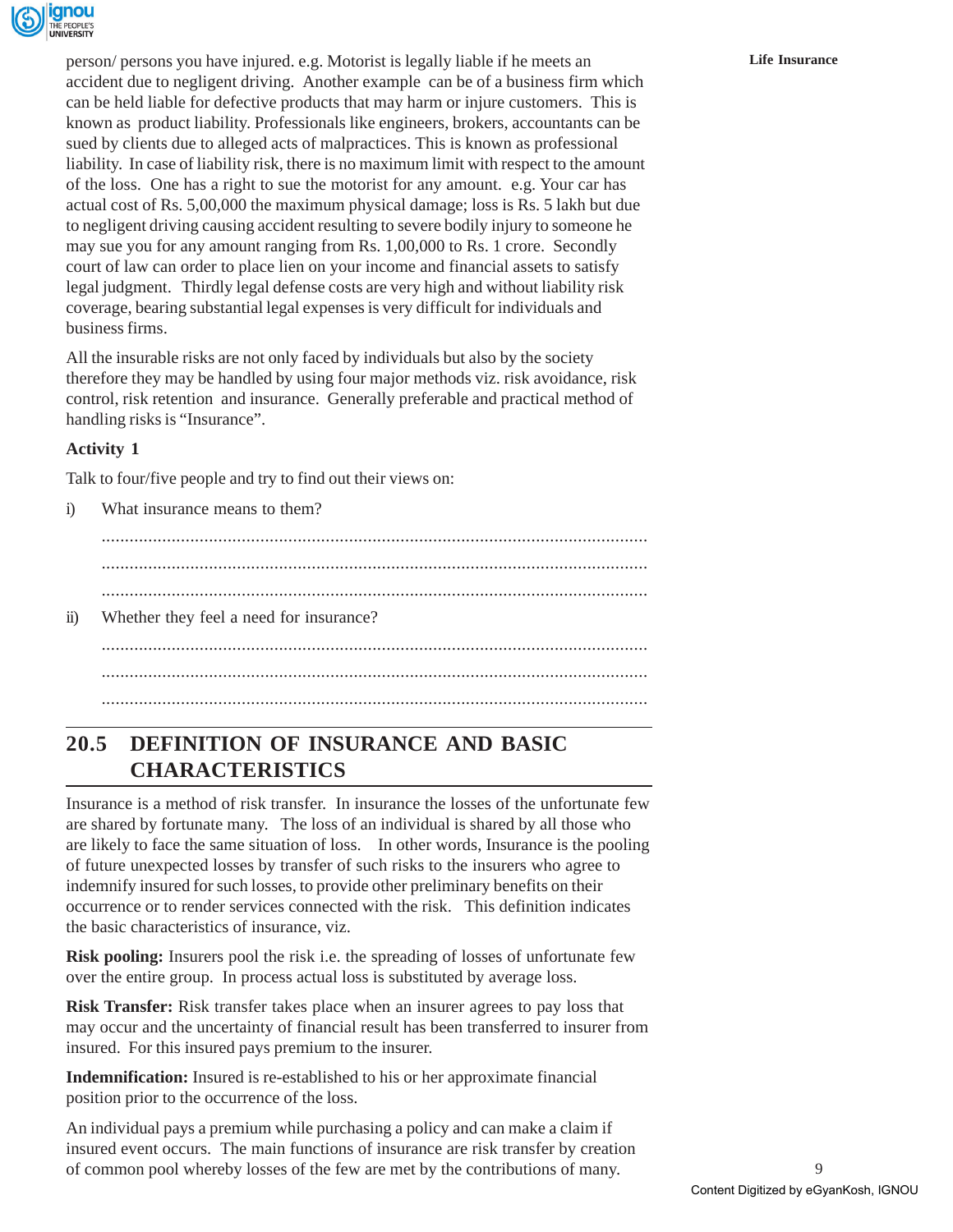person/ persons you have injured. e.g. Motorist is legally liable if he meets an accident due to negligent driving. Another example can be of a business firm which can be held liable for defective products that may harm or injure customers. This is known as product liability. Professionals like engineers, brokers, accountants can be sued by clients due to alleged acts of malpractices. This is known as professional liability. In case of liability risk, there is no maximum limit with respect to the amount of the loss. One has a right to sue the motorist for any amount. e.g. Your car has actual cost of Rs. 5,00,000 the maximum physical damage; loss is Rs. 5 lakh but due to negligent driving causing accident resulting to severe bodily injury to someone he may sue you for any amount ranging from Rs. 1,00,000 to Rs. 1 crore. Secondly court of law can order to place lien on your income and financial assets to satisfy legal judgment. Thirdly legal defense costs are very high and without liability risk coverage, bearing substantial legal expenses is very difficult for individuals and business firms.

All the insurable risks are not only faced by individuals but also by the society therefore they may be handled by using four major methods viz. risk avoidance, risk control, risk retention and insurance. Generally preferable and practical method of handling risks is "Insurance".

**Activity 1**

Talk to four/five people and try to find out their views on:

i) What insurance means to them?

.....................................................................................................................

.....................................................................................................................

.....................................................................................................................

ii) Whether they feel a need for insurance?

.....................................................................................................................

.....................................................................................................................

.....................................................................................................................

## 20.5 DEFINITION OF INSURANCE AND BASIC CHARACTERISTICS

Insurance is a method of risk transfer. In insurance the losses of the unfortunate few are shared by fortunate many. The loss of an individual is shared by all those who are likely to face the same situation of loss. In other words, Insurance is the pooling of future unexpected losses by transfer of such risks to the insurers who agree to indemnify insured for such losses, to provide other preliminary benefits on their occurrence or to render services connected with the risk. This definition indicates the basic characteristics of insurance, viz.

**Risk pooling:** Insurers pool the risk i.e. the spreading of losses of unfortunate few over the entire group. In process actual loss is substituted by average loss.

**Risk Transfer:** Risk transfer takes place when an insurer agrees to pay loss that may occur and the uncertainty of financial result has been transferred to insurer from insured. For this insured pays premium to the insurer.

**Indemnification:** Insured is re-established to his or her approximate financial position prior to the occurrence of the loss.

An individual pays a premium while purchasing a policy and can make a claim if insured event occurs. The main functions of insurance are risk transfer by creation of common pool whereby losses of the few are met by the contributions of many.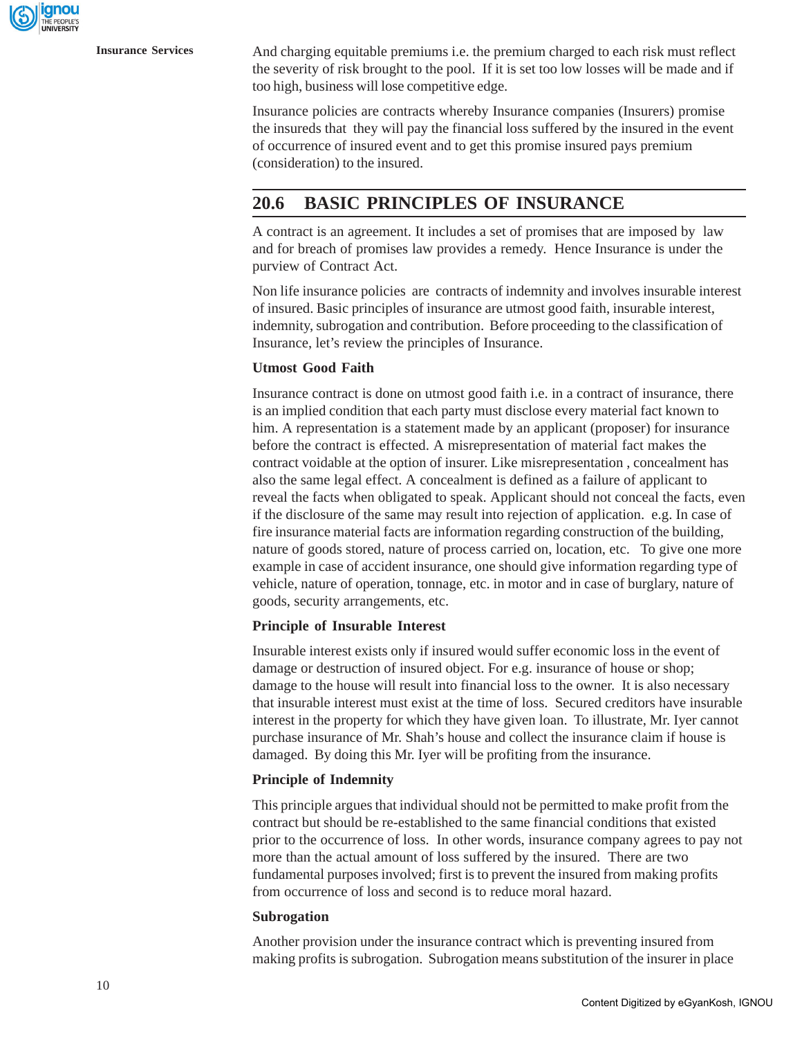And charging equitable premiums i.e. the premium charged to each risk must reflect the severity of risk brought to the pool. If it is set too low losses will be made and if too high, business will lose competitive edge.

Insurance policies are contracts whereby Insurance companies (Insurers) promise the insureds that they will pay the financial loss suffered by the insured in the event of occurrence of insured event and to get this promise insured pays premium (consideration) to the insured.

## 20.6 BASIC PRINCIPLES OF INSURANCE

A contract is an agreement. It includes a set of promises that are imposed by law and for breach of promises law provides a remedy. Hence Insurance is under the purview of Contract Act.

Non life insurance policies are contracts of indemnity and involves insurable interest of insured. Basic principles of insurance are utmost good faith, insurable interest, indemnity, subrogation and contribution. Before proceeding to the classification of Insurance, let's review the principles of Insurance.

### Utmost Good Faith

Insurance contract is done on utmost good faith i.e. in a contract of insurance, there is an implied condition that each party must disclose every material fact known to him. A representation is a statement made by an applicant (proposer) for insurance before the contract is effected. A misrepresentation of material fact makes the contract voidable at the option of insurer. Like misrepresentation , concealment has also the same legal effect. A concealment is defined as a failure of applicant to reveal the facts when obligated to speak. Applicant should not conceal the facts, even if the disclosure of the same may result into rejection of application. e.g. In case of fire insurance material facts are information regarding construction of the building, nature of goods stored, nature of process carried on, location, etc. To give one more example in case of accident insurance, one should give information regarding type of vehicle, nature of operation, tonnage, etc. in motor and in case of burglary, nature of goods, security arrangements, etc.

### Principle of Insurable Interest

Insurable interest exists only if insured would suffer economic loss in the event of damage or destruction of insured object. For e.g. insurance of house or shop; damage to the house will result into financial loss to the owner. It is also necessary that insurable interest must exist at the time of loss. Secured creditors have insurable interest in the property for which they have given loan. To illustrate, Mr. Iyer cannot purchase insurance of Mr. Shah's house and collect the insurance claim if house is damaged. By doing this Mr. Iyer will be profiting from the insurance.

### Principle of Indemnity

This principle argues that individual should not be permitted to make profit from the contract but should be re-established to the same financial conditions that existed prior to the occurrence of loss. In other words, insurance company agrees to pay not more than the actual amount of loss suffered by the insured. There are two fundamental purposes involved; first is to prevent the insured from making profits from occurrence of loss and second is to reduce moral hazard.

### Subrogation

Another provision under the insurance contract which is preventing insured from making profits is subrogation. Subrogation means substitution of the insurer in place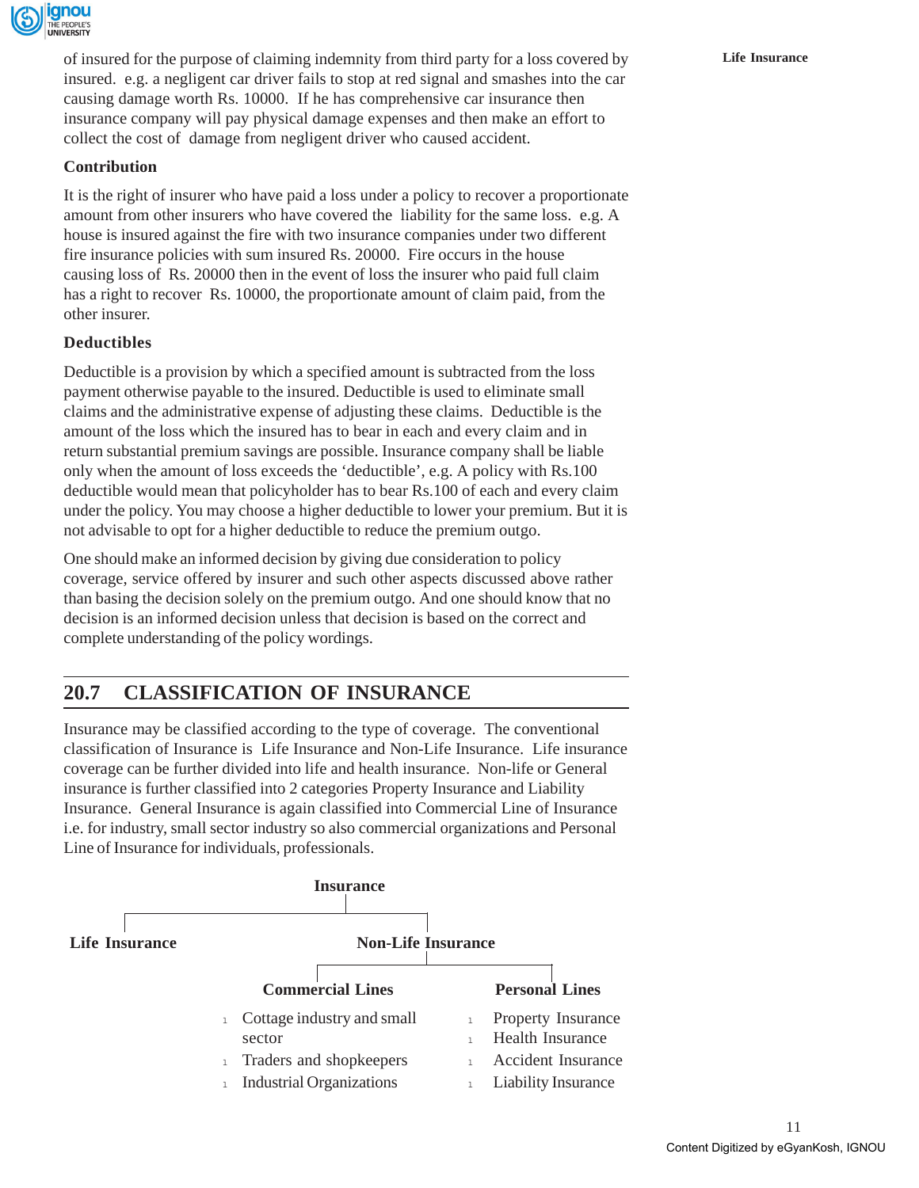of insured for the purpose of claiming indemnity from third party for a loss covered by insured. e.g. a negligent car driver fails to stop at red signal and smashes into the car causing damage worth Rs. 10000. If he has comprehensive car insurance then insurance company will pay physical damage expenses and then make an effort to collect the cost of damage from negligent driver who caused accident.

**Contribution**

It is the right of insurer who have paid a loss under a policy to recover a proportionate amount from other insurers who have covered the liability for the same loss. e.g. A house is insured against the fire with two insurance companies under two different fire insurance policies with sum insured Rs. 20000. Fire occurs in the house causing loss of Rs. 20000 then in the event of loss the insurer who paid full claim has a right to recover Rs. 10000, the proportionate amount of claim paid, from the other insurer.

**Deductibles**

Deductible is a provision by which a specified amount is subtracted from the loss payment otherwise payable to the insured. Deductible is used to eliminate small claims and the administrative expense of adjusting these claims. Deductible is the amount of the loss which the insured has to bear in each and every claim and in return substantial premium savings are possible. Insurance company shall be liable only when the amount of loss exceeds the 'deductible', e.g. A policy with Rs.100 deductible would mean that policyholder has to bear Rs.100 of each and every claim under the policy. You may choose a higher deductible to lower your premium. But it is not advisable to opt for a higher deductible to reduce the premium outgo.

One should make an informed decision by giving due consideration to policy coverage, service offered by insurer and such other aspects discussed above rather than basing the decision solely on the premium outgo. And one should know that no decision is an informed decision unless that decision is based on the correct and complete understanding of the policy wordings.

## 20.7 CLASSIFICATION OF INSURANCE

Insurance may be classified according to the type of coverage. The conventional classification of Insurance is Life Insurance and Non-Life Insurance. Life insurance coverage can be further divided into life and health insurance. Non-life or General insurance is further classified into 2 categories Property Insurance and Liability Insurance. General Insurance is again classified into Commercial Line of Insurance i.e. for industry, small sector industry so also commercial organizations and Personal Line of Insurance for individuals, professionals.

**Insurance**

**Life Insurance**

**Non-Life Insurance**

**Commercial Lines**

- Cottage industry and small sector
- Traders and shopkeepers
- Industrial Organizations

**Personal Lines**

- Property Insurance
- Health Insurance
- Accident Insurance
- Liability Insurance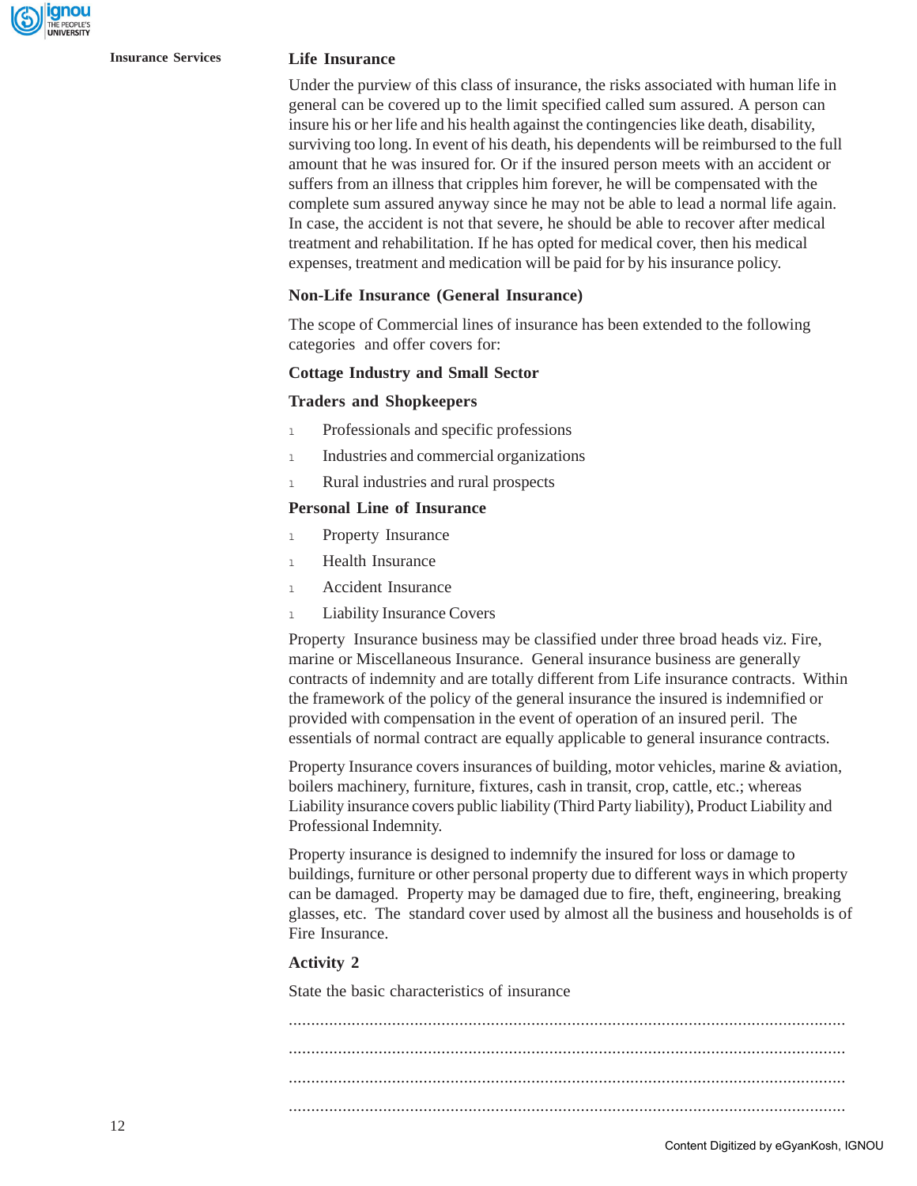## Life Insurance

Under the purview of this class of insurance, the risks associated with human life in general can be covered up to the limit specified called sum assured. A person can insure his or her life and his health against the contingencies like death, disability, surviving too long. In event of his death, his dependents will be reimbursed to the full amount that he was insured for. Or if the insured person meets with an accident or suffers from an illness that cripples him forever, he will be compensated with the complete sum assured anyway since he may not be able to lead a normal life again. In case, the accident is not that severe, he should be able to recover after medical treatment and rehabilitation. If he has opted for medical cover, then his medical expenses, treatment and medication will be paid for by his insurance policy.

## Non-Life Insurance (General Insurance)

The scope of Commercial lines of insurance has been extended to the following categories and offer covers for:

### Cottage Industry and Small Sector

### Traders and Shopkeepers

- Professionals and specific professions
- Industries and commercial organizations
- Rural industries and rural prospects

### Personal Line of Insurance

- Property Insurance
- Health Insurance
- Accident Insurance
- Liability Insurance Covers

Property Insurance business may be classified under three broad heads viz. Fire, marine or Miscellaneous Insurance. General insurance business are generally contracts of indemnity and are totally different from Life insurance contracts. Within the framework of the policy of the general insurance the insured is indemnified or provided with compensation in the event of operation of an insured peril. The essentials of normal contract are equally applicable to general insurance contracts.

Property Insurance covers insurances of building, motor vehicles, marine & aviation, boilers machinery, furniture, fixtures, cash in transit, crop, cattle, etc.; whereas Liability insurance covers public liability (Third Party liability), Product Liability and Professional Indemnity.

Property insurance is designed to indemnify the insured for loss or damage to buildings, furniture or other personal property due to different ways in which property can be damaged. Property may be damaged due to fire, theft, engineering, breaking glasses, etc. The standard cover used by almost all the business and households is of Fire Insurance.

### Activity 2

State the basic characteristics of insurance

..........................................................................................................................

..........................................................................................................................

..........................................................................................................................

..........................................................................................................................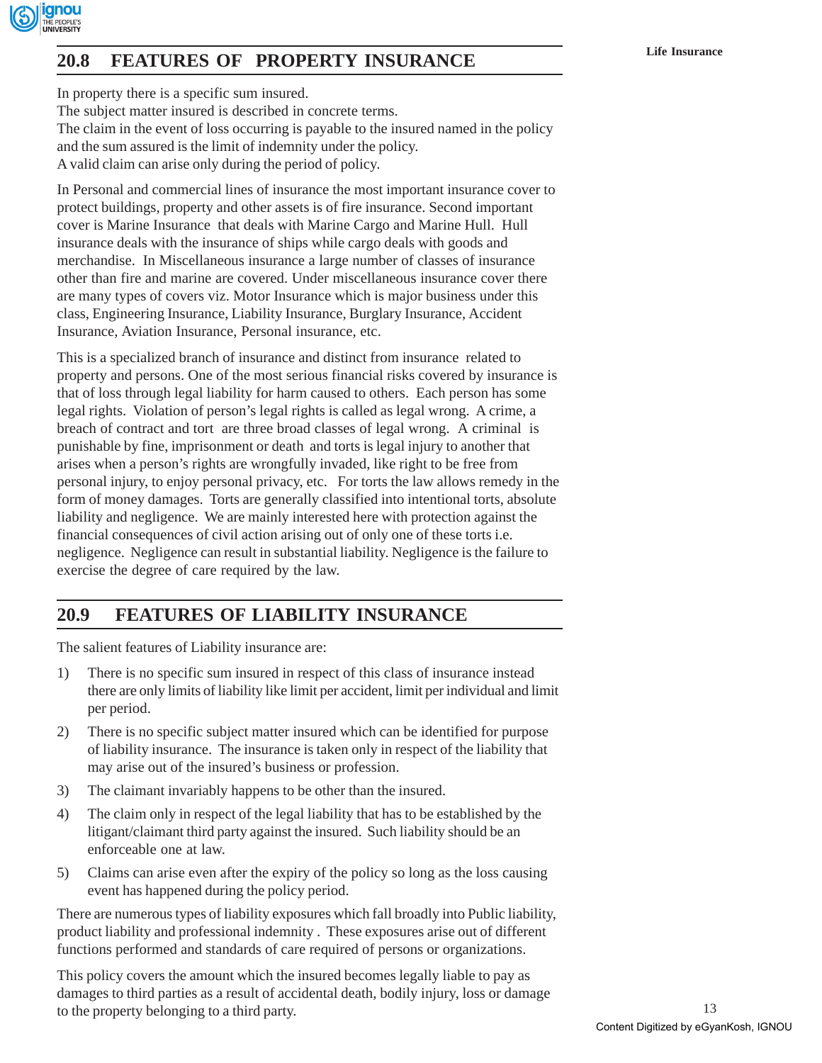## 20.8 FEATURES OF PROPERTY INSURANCE

In property there is a specific sum insured.
The subject matter insured is described in concrete terms.
The claim in the event of loss occurring is payable to the insured named in the policy and the sum assured is the limit of indemnity under the policy.
A valid claim can arise only during the period of policy.

In Personal and commercial lines of insurance the most important insurance cover to protect buildings, property and other assets is of fire insurance. Second important cover is Marine Insurance that deals with Marine Cargo and Marine Hull. Hull insurance deals with the insurance of ships while cargo deals with goods and merchandise. In Miscellaneous insurance a large number of classes of insurance other than fire and marine are covered. Under miscellaneous insurance cover there are many types of covers viz. Motor Insurance which is major business under this class, Engineering Insurance, Liability Insurance, Burglary Insurance, Accident Insurance, Aviation Insurance, Personal insurance, etc.

This is a specialized branch of insurance and distinct from insurance related to property and persons. One of the most serious financial risks covered by insurance is that of loss through legal liability for harm caused to others. Each person has some legal rights. Violation of person's legal rights is called as legal wrong. A crime, a breach of contract and tort are three broad classes of legal wrong. A criminal is punishable by fine, imprisonment or death and torts is legal injury to another that arises when a person's rights are wrongfully invaded, like right to be free from personal injury, to enjoy personal privacy, etc. For torts the law allows remedy in the form of money damages. Torts are generally classified into intentional torts, absolute liability and negligence. We are mainly interested here with protection against the financial consequences of civil action arising out of only one of these torts i.e. negligence. Negligence can result in substantial liability. Negligence is the failure to exercise the degree of care required by the law.

## 20.9 FEATURES OF LIABILITY INSURANCE

The salient features of Liability insurance are:

1) There is no specific sum insured in respect of this class of insurance instead there are only limits of liability like limit per accident, limit per individual and limit per period.
2) There is no specific subject matter insured which can be identified for purpose of liability insurance. The insurance is taken only in respect of the liability that may arise out of the insured's business or profession.
3) The claimant invariably happens to be other than the insured.
4) The claim only in respect of the legal liability that has to be established by the litigant/claimant third party against the insured. Such liability should be an enforceable one at law.
5) Claims can arise even after the expiry of the policy so long as the loss causing event has happened during the policy period.

There are numerous types of liability exposures which fall broadly into Public liability, product liability and professional indemnity . These exposures arise out of different functions performed and standards of care required of persons or organizations.

This policy covers the amount which the insured becomes legally liable to pay as damages to third parties as a result of accidental death, bodily injury, loss or damage to the property belonging to a third party.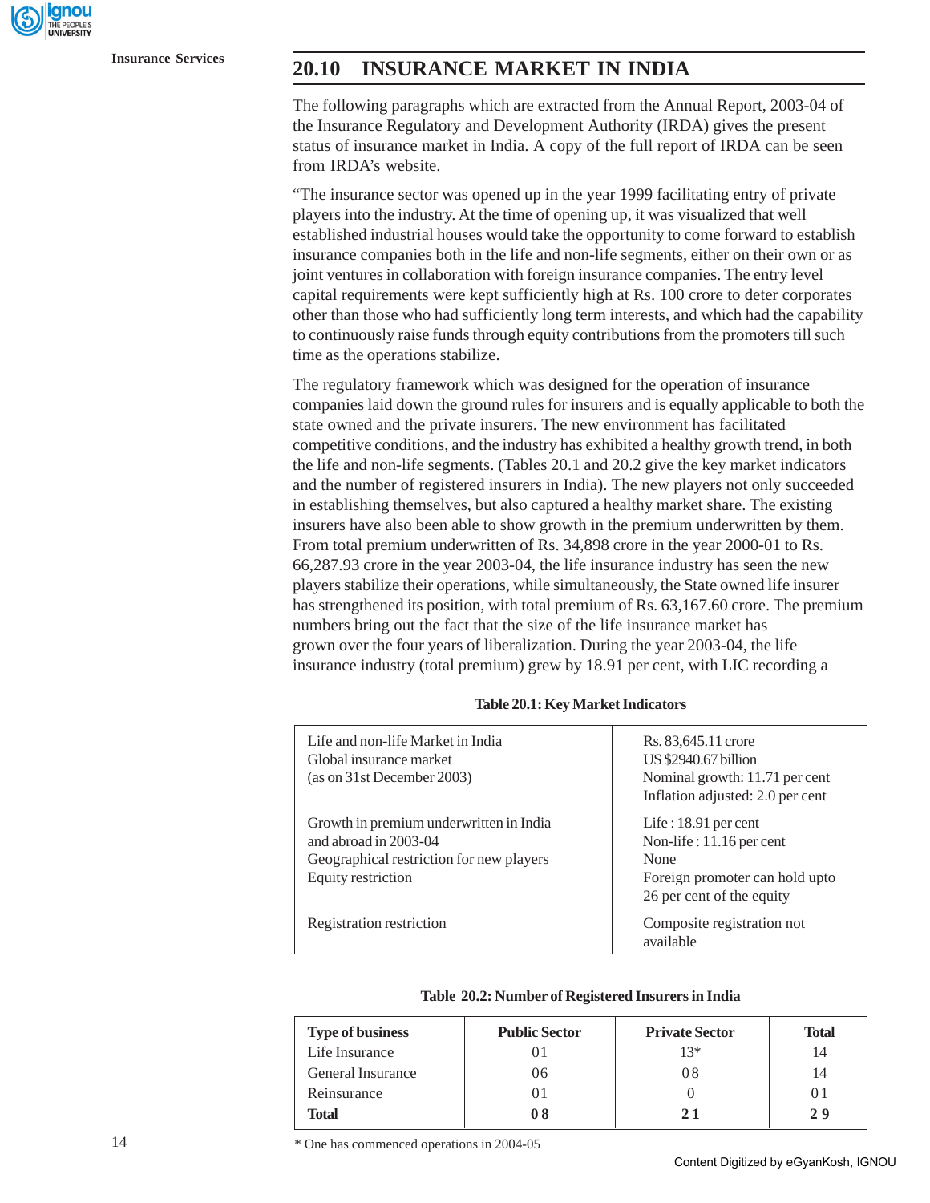## 20.10 INSURANCE MARKET IN INDIA

The following paragraphs which are extracted from the Annual Report, 2003-04 of the Insurance Regulatory and Development Authority (IRDA) gives the present status of insurance market in India. A copy of the full report of IRDA can be seen from IRDA's website.

"The insurance sector was opened up in the year 1999 facilitating entry of private players into the industry. At the time of opening up, it was visualized that well established industrial houses would take the opportunity to come forward to establish insurance companies both in the life and non-life segments, either on their own or as joint ventures in collaboration with foreign insurance companies. The entry level capital requirements were kept sufficiently high at Rs. 100 crore to deter corporates other than those who had sufficiently long term interests, and which had the capability to continuously raise funds through equity contributions from the promoters till such time as the operations stabilize.

The regulatory framework which was designed for the operation of insurance companies laid down the ground rules for insurers and is equally applicable to both the state owned and the private insurers. The new environment has facilitated competitive conditions, and the industry has exhibited a healthy growth trend, in both the life and non-life segments. (Tables 20.1 and 20.2 give the key market indicators and the number of registered insurers in India). The new players not only succeeded in establishing themselves, but also captured a healthy market share. The existing insurers have also been able to show growth in the premium underwritten by them. From total premium underwritten of Rs. 34,898 crore in the year 2000-01 to Rs. 66,287.93 crore in the year 2003-04, the life insurance industry has seen the new players stabilize their operations, while simultaneously, the State owned life insurer has strengthened its position, with total premium of Rs. 63,167.60 crore. The premium numbers bring out the fact that the size of the life insurance market has grown over the four years of liberalization. During the year 2003-04, the life insurance industry (total premium) grew by 18.91 per cent, with LIC recording a

**Table 20.1: Key Market Indicators**

| | |
|---|---|
| Life and non-life Market in India<br>Global insurance market<br>(as on 31st December 2003) | Rs. 83,645.11 crore<br>US $2940.67 billion<br>Nominal growth: 11.71 per cent<br>Inflation adjusted: 2.0 per cent |
| Growth in premium underwritten in India and abroad in 2003-04<br>Geographical restriction for new players<br>Equity restriction | Life : 18.91 per cent<br>Non-life : 11.16 per cent<br>None<br>Foreign promoter can hold upto 26 per cent of the equity |
| Registration restriction | Composite registration not available |

**Table 20.2: Number of Registered Insurers in India**

| Type of business | Public Sector | Private Sector | Total |
|---|---|---|---|
| Life Insurance | 01 | 13* | 14 |
| General Insurance | 06 | 08 | 14 |
| Reinsurance | 01 | 0 | 01 |
| **Total** | **08** | **21** | **29** |

\* One has commenced operations in 2004-05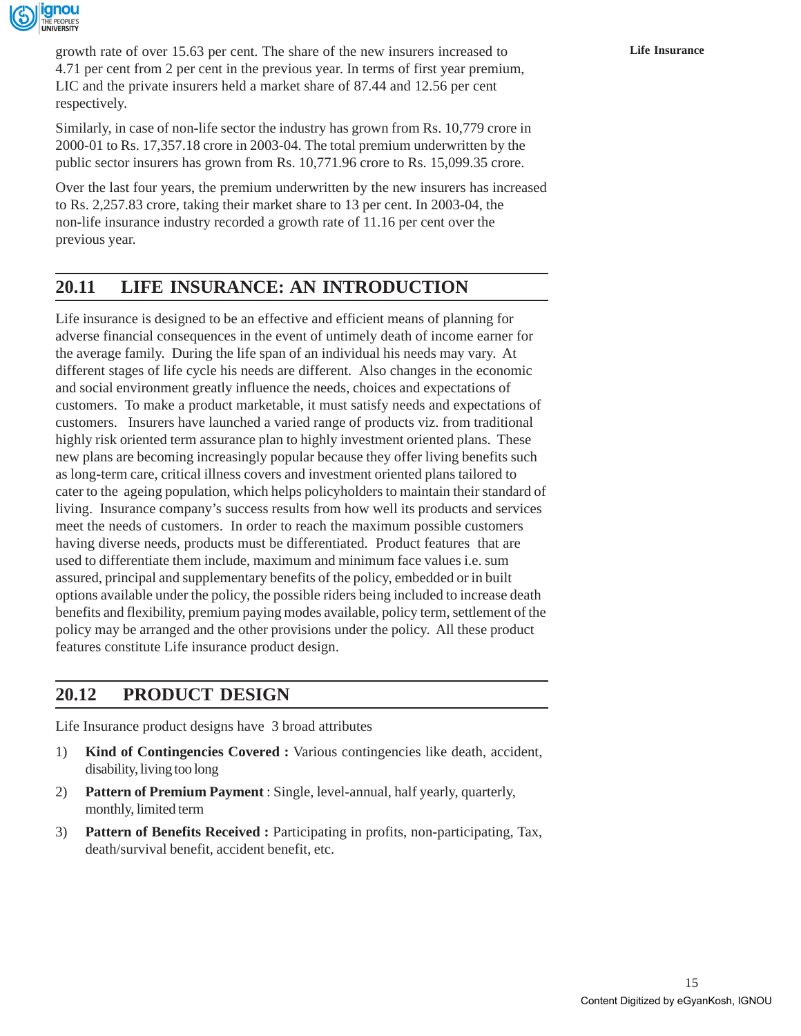growth rate of over 15.63 per cent. The share of the new insurers increased to 4.71 per cent from 2 per cent in the previous year. In terms of first year premium, LIC and the private insurers held a market share of 87.44 and 12.56 per cent respectively.

Similarly, in case of non-life sector the industry has grown from Rs. 10,779 crore in 2000-01 to Rs. 17,357.18 crore in 2003-04. The total premium underwritten by the public sector insurers has grown from Rs. 10,771.96 crore to Rs. 15,099.35 crore.

Over the last four years, the premium underwritten by the new insurers has increased to Rs. 2,257.83 crore, taking their market share to 13 per cent. In 2003-04, the non-life insurance industry recorded a growth rate of 11.16 per cent over the previous year.

## 20.11 LIFE INSURANCE: AN INTRODUCTION

Life insurance is designed to be an effective and efficient means of planning for adverse financial consequences in the event of untimely death of income earner for the average family. During the life span of an individual his needs may vary. At different stages of life cycle his needs are different. Also changes in the economic and social environment greatly influence the needs, choices and expectations of customers. To make a product marketable, it must satisfy needs and expectations of customers. Insurers have launched a varied range of products viz. from traditional highly risk oriented term assurance plan to highly investment oriented plans. These new plans are becoming increasingly popular because they offer living benefits such as long-term care, critical illness covers and investment oriented plans tailored to cater to the ageing population, which helps policyholders to maintain their standard of living. Insurance company's success results from how well its products and services meet the needs of customers. In order to reach the maximum possible customers having diverse needs, products must be differentiated. Product features that are used to differentiate them include, maximum and minimum face values i.e. sum assured, principal and supplementary benefits of the policy, embedded or in built options available under the policy, the possible riders being included to increase death benefits and flexibility, premium paying modes available, policy term, settlement of the policy may be arranged and the other provisions under the policy. All these product features constitute Life insurance product design.

## 20.12 PRODUCT DESIGN

Life Insurance product designs have 3 broad attributes

1) **Kind of Contingencies Covered :** Various contingencies like death, accident, disability, living too long
2) **Pattern of Premium Payment** : Single, level-annual, half yearly, quarterly, monthly, limited term
3) **Pattern of Benefits Received :** Participating in profits, non-participating, Tax, death/survival benefit, accident benefit, etc.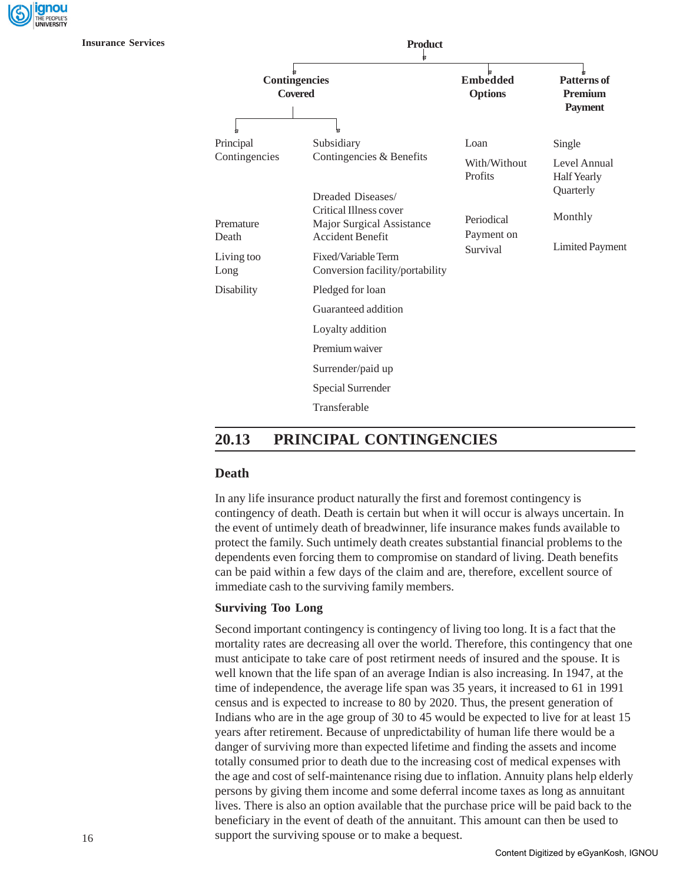Product

Contingencies Covered | Embedded Options | Patterns of Premium Payment

| Principal Contingencies | Subsidiary Contingencies & Benefits | Embedded Options | Patterns of Premium Payment |
|---|---|---|---|
| | | Loan | Single |
| | | With/Without Profits | Level Annual Half Yearly Quarterly |
| | Dreaded Diseases/ Critical Illness cover | | Monthly |
| Premature Death | Major Surgical Assistance Accident Benefit | Periodical Payment on Survival | Limited Payment |
| Living too Long | Fixed/Variable Term Conversion facility/portability | | |
| Disability | Pledged for loan | | |
| | Guaranteed addition | | |
| | Loyalty addition | | |
| | Premium waiver | | |
| | Surrender/paid up | | |
| | Special Surrender | | |
| | Transferable | | |

## 20.13 PRINCIPAL CONTINGENCIES

### Death

In any life insurance product naturally the first and foremost contingency is contingency of death. Death is certain but when it will occur is always uncertain. In the event of untimely death of breadwinner, life insurance makes funds available to protect the family. Such untimely death creates substantial financial problems to the dependents even forcing them to compromise on standard of living. Death benefits can be paid within a few days of the claim and are, therefore, excellent source of immediate cash to the surviving family members.

### Surviving Too Long

Second important contingency is contingency of living too long. It is a fact that the mortality rates are decreasing all over the world. Therefore, this contingency that one must anticipate to take care of post retirment needs of insured and the spouse. It is well known that the life span of an average Indian is also increasing. In 1947, at the time of independence, the average life span was 35 years, it increased to 61 in 1991 census and is expected to increase to 80 by 2020. Thus, the present generation of Indians who are in the age group of 30 to 45 would be expected to live for at least 15 years after retirement. Because of unpredictability of human life there would be a danger of surviving more than expected lifetime and finding the assets and income totally consumed prior to death due to the increasing cost of medical expenses with the age and cost of self-maintenance rising due to inflation. Annuity plans help elderly persons by giving them income and some deferral income taxes as long as annuitant lives. There is also an option available that the purchase price will be paid back to the beneficiary in the event of death of the annuitant. This amount can then be used to support the surviving spouse or to make a bequest.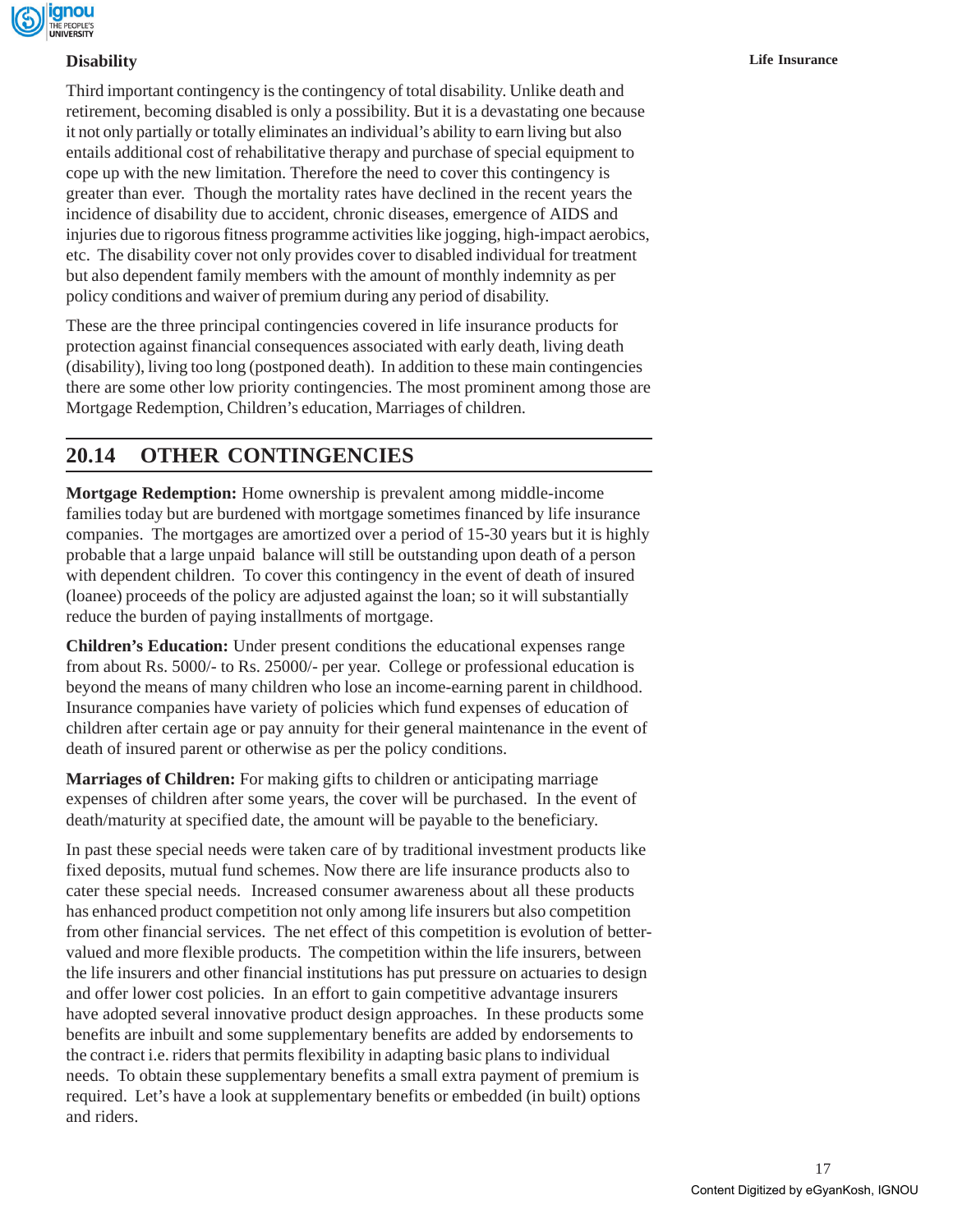**Disability**

Third important contingency is the contingency of total disability. Unlike death and retirement, becoming disabled is only a possibility. But it is a devastating one because it not only partially or totally eliminates an individual's ability to earn living but also entails additional cost of rehabilitative therapy and purchase of special equipment to cope up with the new limitation. Therefore the need to cover this contingency is greater than ever. Though the mortality rates have declined in the recent years the incidence of disability due to accident, chronic diseases, emergence of AIDS and injuries due to rigorous fitness programme activities like jogging, high-impact aerobics, etc. The disability cover not only provides cover to disabled individual for treatment but also dependent family members with the amount of monthly indemnity as per policy conditions and waiver of premium during any period of disability.

These are the three principal contingencies covered in life insurance products for protection against financial consequences associated with early death, living death (disability), living too long (postponed death). In addition to these main contingencies there are some other low priority contingencies. The most prominent among those are Mortgage Redemption, Children's education, Marriages of children.

## 20.14 OTHER CONTINGENCIES

**Mortgage Redemption:** Home ownership is prevalent among middle-income families today but are burdened with mortgage sometimes financed by life insurance companies. The mortgages are amortized over a period of 15-30 years but it is highly probable that a large unpaid balance will still be outstanding upon death of a person with dependent children. To cover this contingency in the event of death of insured (loanee) proceeds of the policy are adjusted against the loan; so it will substantially reduce the burden of paying installments of mortgage.

**Children's Education:** Under present conditions the educational expenses range from about Rs. 5000/- to Rs. 25000/- per year. College or professional education is beyond the means of many children who lose an income-earning parent in childhood. Insurance companies have variety of policies which fund expenses of education of children after certain age or pay annuity for their general maintenance in the event of death of insured parent or otherwise as per the policy conditions.

**Marriages of Children:** For making gifts to children or anticipating marriage expenses of children after some years, the cover will be purchased. In the event of death/maturity at specified date, the amount will be payable to the beneficiary.

In past these special needs were taken care of by traditional investment products like fixed deposits, mutual fund schemes. Now there are life insurance products also to cater these special needs. Increased consumer awareness about all these products has enhanced product competition not only among life insurers but also competition from other financial services. The net effect of this competition is evolution of better-valued and more flexible products. The competition within the life insurers, between the life insurers and other financial institutions has put pressure on actuaries to design and offer lower cost policies. In an effort to gain competitive advantage insurers have adopted several innovative product design approaches. In these products some benefits are inbuilt and some supplementary benefits are added by endorsements to the contract i.e. riders that permits flexibility in adapting basic plans to individual needs. To obtain these supplementary benefits a small extra payment of premium is required. Let's have a look at supplementary benefits or embedded (in built) options and riders.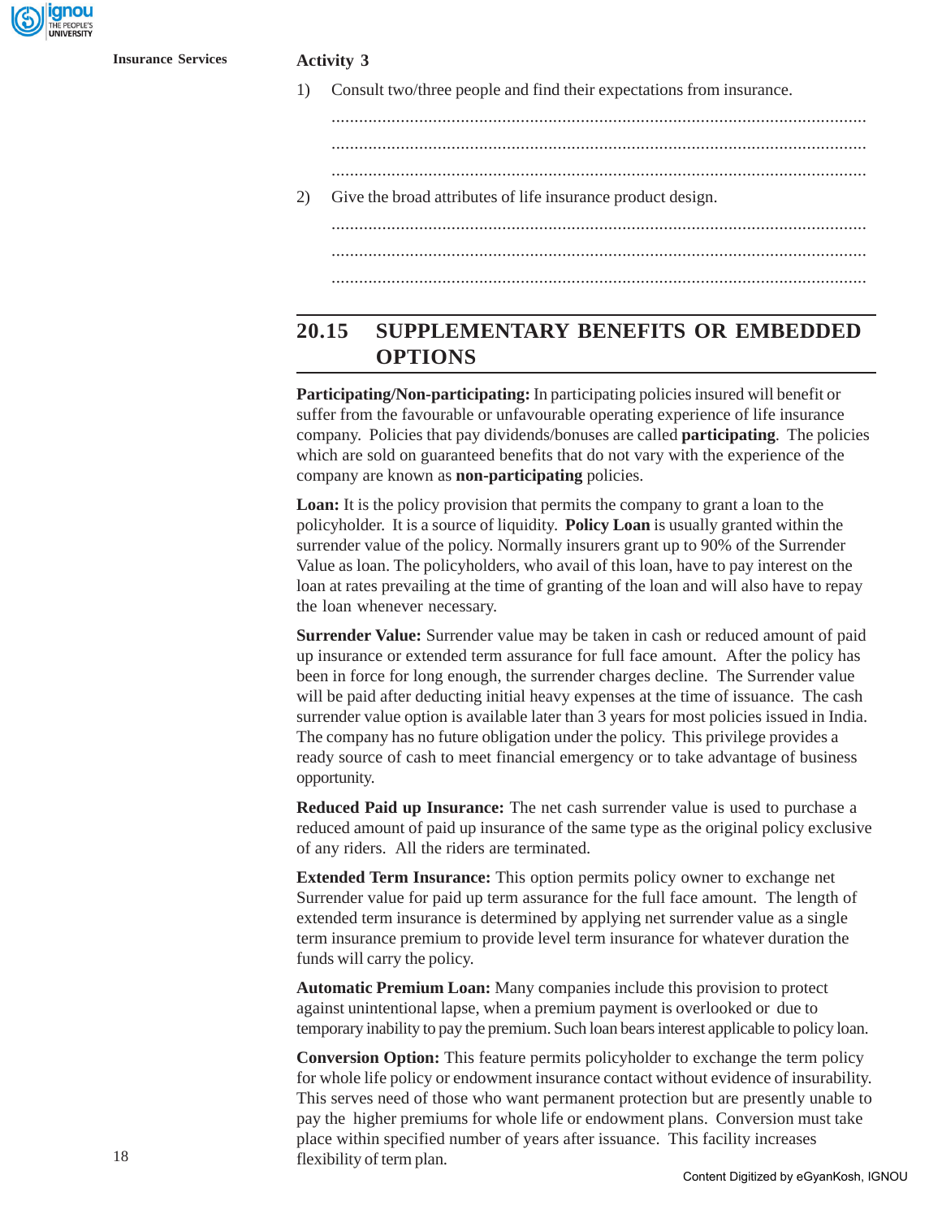### Activity 3

1) Consult two/three people and find their expectations from insurance.

.....................................................................................................................

.....................................................................................................................

.....................................................................................................................

2) Give the broad attributes of life insurance product design.

.....................................................................................................................

.....................................................................................................................

.....................................................................................................................

## 20.15 SUPPLEMENTARY BENEFITS OR EMBEDDED OPTIONS

**Participating/Non-participating:** In participating policies insured will benefit or suffer from the favourable or unfavourable operating experience of life insurance company. Policies that pay dividends/bonuses are called **participating**. The policies which are sold on guaranteed benefits that do not vary with the experience of the company are known as **non-participating** policies.

**Loan:** It is the policy provision that permits the company to grant a loan to the policyholder. It is a source of liquidity. **Policy Loan** is usually granted within the surrender value of the policy. Normally insurers grant up to 90% of the Surrender Value as loan. The policyholders, who avail of this loan, have to pay interest on the loan at rates prevailing at the time of granting of the loan and will also have to repay the loan whenever necessary.

**Surrender Value:** Surrender value may be taken in cash or reduced amount of paid up insurance or extended term assurance for full face amount. After the policy has been in force for long enough, the surrender charges decline. The Surrender value will be paid after deducting initial heavy expenses at the time of issuance. The cash surrender value option is available later than 3 years for most policies issued in India. The company has no future obligation under the policy. This privilege provides a ready source of cash to meet financial emergency or to take advantage of business opportunity.

**Reduced Paid up Insurance:** The net cash surrender value is used to purchase a reduced amount of paid up insurance of the same type as the original policy exclusive of any riders. All the riders are terminated.

**Extended Term Insurance:** This option permits policy owner to exchange net Surrender value for paid up term assurance for the full face amount. The length of extended term insurance is determined by applying net surrender value as a single term insurance premium to provide level term insurance for whatever duration the funds will carry the policy.

**Automatic Premium Loan:** Many companies include this provision to protect against unintentional lapse, when a premium payment is overlooked or due to temporary inability to pay the premium. Such loan bears interest applicable to policy loan.

**Conversion Option:** This feature permits policyholder to exchange the term policy for whole life policy or endowment insurance contact without evidence of insurability. This serves need of those who want permanent protection but are presently unable to pay the higher premiums for whole life or endowment plans. Conversion must take place within specified number of years after issuance. This facility increases flexibility of term plan.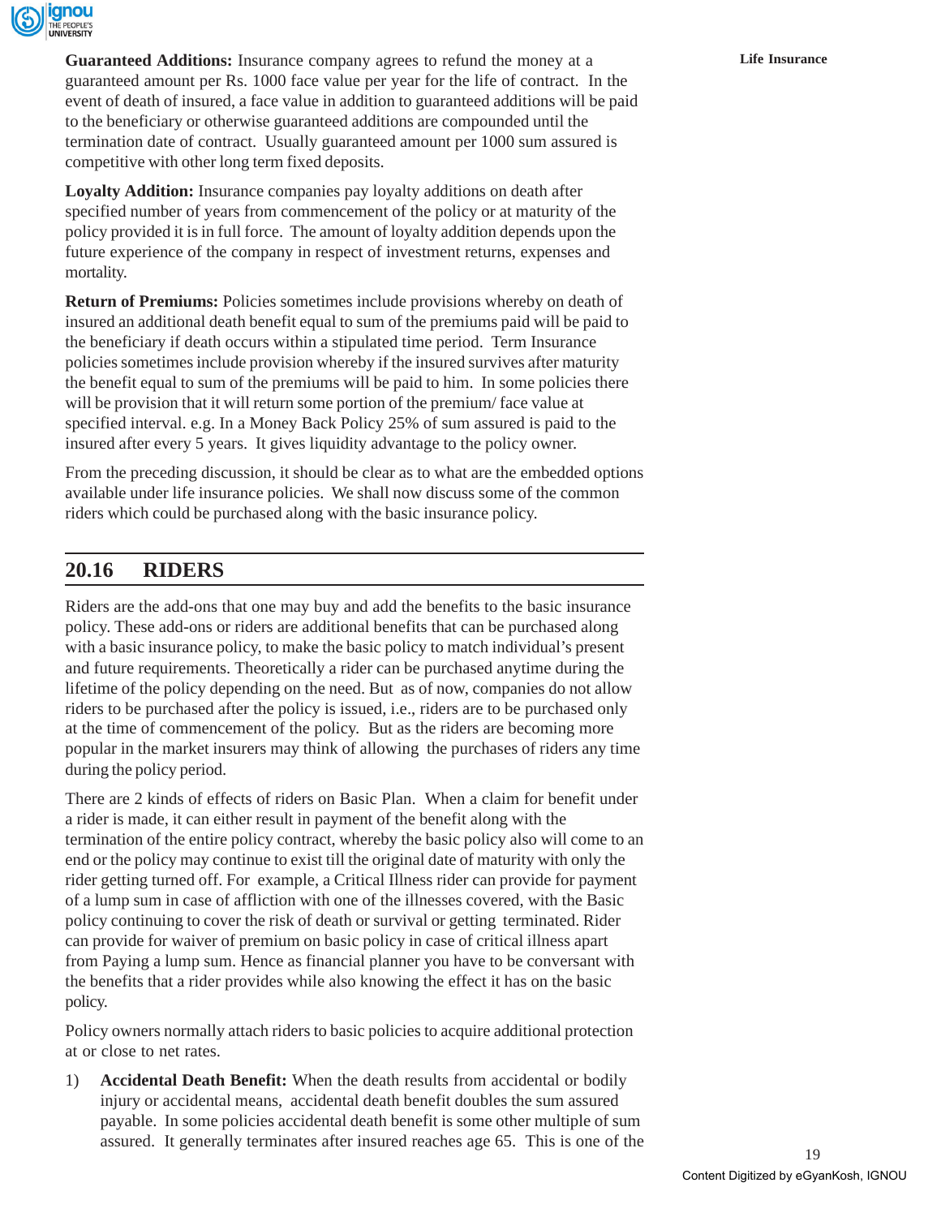**Guaranteed Additions:** Insurance company agrees to refund the money at a guaranteed amount per Rs. 1000 face value per year for the life of contract. In the event of death of insured, a face value in addition to guaranteed additions will be paid to the beneficiary or otherwise guaranteed additions are compounded until the termination date of contract. Usually guaranteed amount per 1000 sum assured is competitive with other long term fixed deposits.

**Loyalty Addition:** Insurance companies pay loyalty additions on death after specified number of years from commencement of the policy or at maturity of the policy provided it is in full force. The amount of loyalty addition depends upon the future experience of the company in respect of investment returns, expenses and mortality.

**Return of Premiums:** Policies sometimes include provisions whereby on death of insured an additional death benefit equal to sum of the premiums paid will be paid to the beneficiary if death occurs within a stipulated time period. Term Insurance policies sometimes include provision whereby if the insured survives after maturity the benefit equal to sum of the premiums will be paid to him. In some policies there will be provision that it will return some portion of the premium/ face value at specified interval. e.g. In a Money Back Policy 25% of sum assured is paid to the insured after every 5 years. It gives liquidity advantage to the policy owner.

From the preceding discussion, it should be clear as to what are the embedded options available under life insurance policies. We shall now discuss some of the common riders which could be purchased along with the basic insurance policy.

## 20.16 RIDERS

Riders are the add-ons that one may buy and add the benefits to the basic insurance policy. These add-ons or riders are additional benefits that can be purchased along with a basic insurance policy, to make the basic policy to match individual's present and future requirements. Theoretically a rider can be purchased anytime during the lifetime of the policy depending on the need. But as of now, companies do not allow riders to be purchased after the policy is issued, i.e., riders are to be purchased only at the time of commencement of the policy. But as the riders are becoming more popular in the market insurers may think of allowing the purchases of riders any time during the policy period.

There are 2 kinds of effects of riders on Basic Plan. When a claim for benefit under a rider is made, it can either result in payment of the benefit along with the termination of the entire policy contract, whereby the basic policy also will come to an end or the policy may continue to exist till the original date of maturity with only the rider getting turned off. For example, a Critical Illness rider can provide for payment of a lump sum in case of affliction with one of the illnesses covered, with the Basic policy continuing to cover the risk of death or survival or getting terminated. Rider can provide for waiver of premium on basic policy in case of critical illness apart from Paying a lump sum. Hence as financial planner you have to be conversant with the benefits that a rider provides while also knowing the effect it has on the basic policy.

Policy owners normally attach riders to basic policies to acquire additional protection at or close to net rates.

1) **Accidental Death Benefit:** When the death results from accidental or bodily injury or accidental means, accidental death benefit doubles the sum assured payable. In some policies accidental death benefit is some other multiple of sum assured. It generally terminates after insured reaches age 65. This is one of the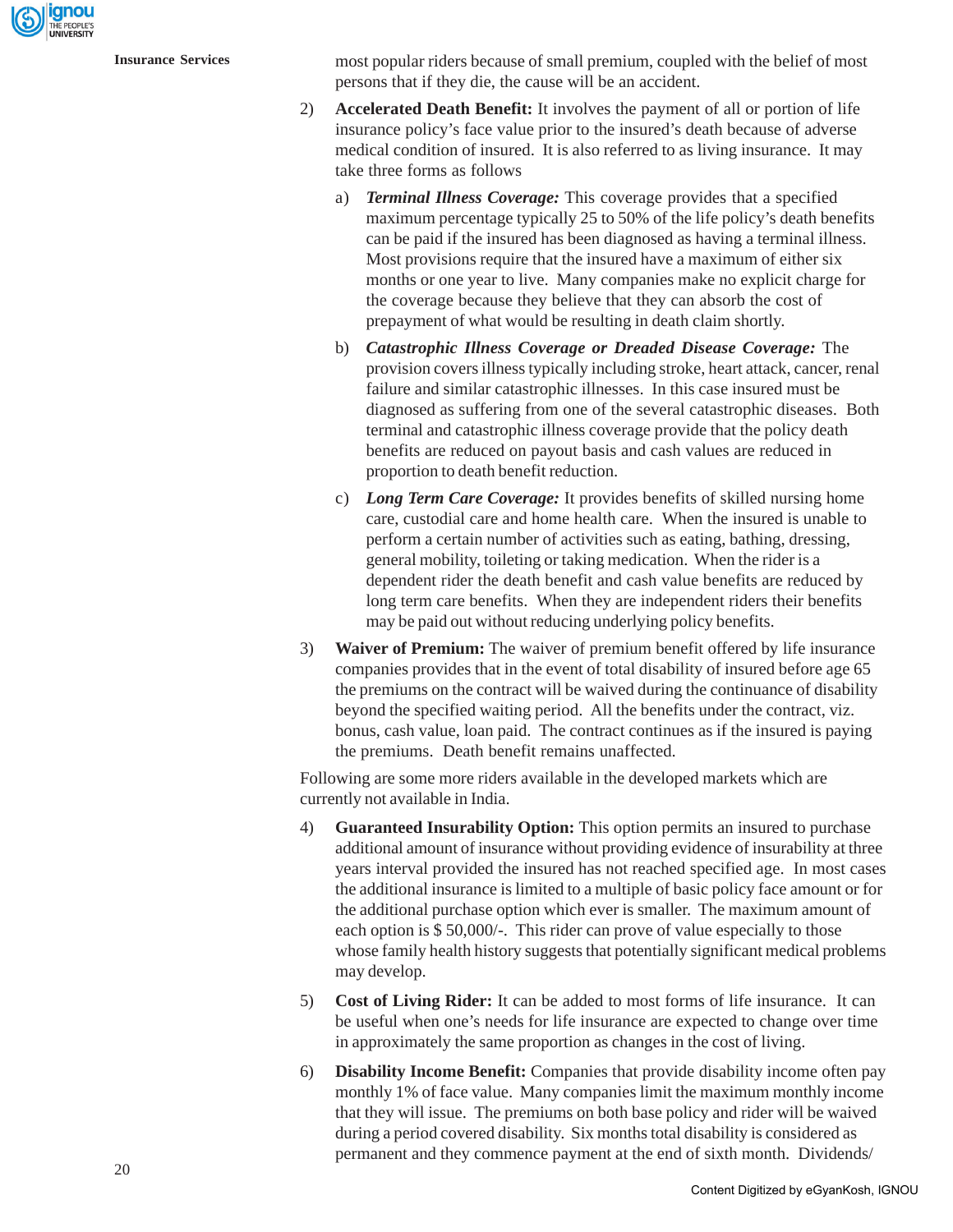most popular riders because of small premium, coupled with the belief of most persons that if they die, the cause will be an accident.

2) **Accelerated Death Benefit:** It involves the payment of all or portion of life insurance policy's face value prior to the insured's death because of adverse medical condition of insured. It is also referred to as living insurance. It may take three forms as follows

   a) ***Terminal Illness Coverage:*** This coverage provides that a specified maximum percentage typically 25 to 50% of the life policy's death benefits can be paid if the insured has been diagnosed as having a terminal illness. Most provisions require that the insured have a maximum of either six months or one year to live. Many companies make no explicit charge for the coverage because they believe that they can absorb the cost of prepayment of what would be resulting in death claim shortly.

   b) ***Catastrophic Illness Coverage or Dreaded Disease Coverage:*** The provision covers illness typically including stroke, heart attack, cancer, renal failure and similar catastrophic illnesses. In this case insured must be diagnosed as suffering from one of the several catastrophic diseases. Both terminal and catastrophic illness coverage provide that the policy death benefits are reduced on payout basis and cash values are reduced in proportion to death benefit reduction.

   c) ***Long Term Care Coverage:*** It provides benefits of skilled nursing home care, custodial care and home health care. When the insured is unable to perform a certain number of activities such as eating, bathing, dressing, general mobility, toileting or taking medication. When the rider is a dependent rider the death benefit and cash value benefits are reduced by long term care benefits. When they are independent riders their benefits may be paid out without reducing underlying policy benefits.

3) **Waiver of Premium:** The waiver of premium benefit offered by life insurance companies provides that in the event of total disability of insured before age 65 the premiums on the contract will be waived during the continuance of disability beyond the specified waiting period. All the benefits under the contract, viz. bonus, cash value, loan paid. The contract continues as if the insured is paying the premiums. Death benefit remains unaffected.

Following are some more riders available in the developed markets which are currently not available in India.

4) **Guaranteed Insurability Option:** This option permits an insured to purchase additional amount of insurance without providing evidence of insurability at three years interval provided the insured has not reached specified age. In most cases the additional insurance is limited to a multiple of basic policy face amount or for the additional purchase option which ever is smaller. The maximum amount of each option is $ 50,000/-. This rider can prove of value especially to those whose family health history suggests that potentially significant medical problems may develop.

5) **Cost of Living Rider:** It can be added to most forms of life insurance. It can be useful when one's needs for life insurance are expected to change over time in approximately the same proportion as changes in the cost of living.

6) **Disability Income Benefit:** Companies that provide disability income often pay monthly 1% of face value. Many companies limit the maximum monthly income that they will issue. The premiums on both base policy and rider will be waived during a period covered disability. Six months total disability is considered as permanent and they commence payment at the end of sixth month. Dividends/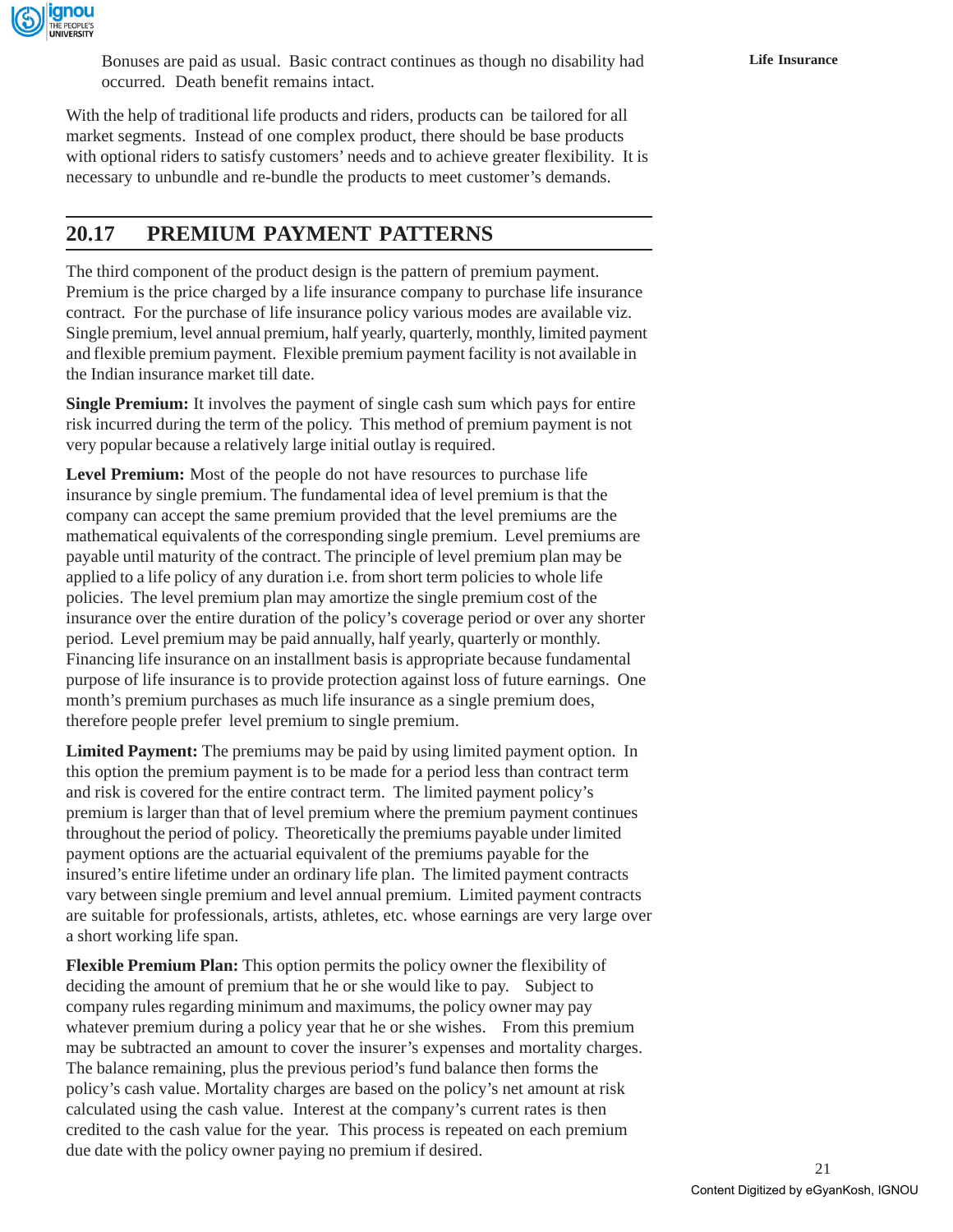Bonuses are paid as usual. Basic contract continues as though no disability had occurred. Death benefit remains intact.

With the help of traditional life products and riders, products can be tailored for all market segments. Instead of one complex product, there should be base products with optional riders to satisfy customers' needs and to achieve greater flexibility. It is necessary to unbundle and re-bundle the products to meet customer's demands.

## 20.17 PREMIUM PAYMENT PATTERNS

The third component of the product design is the pattern of premium payment. Premium is the price charged by a life insurance company to purchase life insurance contract. For the purchase of life insurance policy various modes are available viz. Single premium, level annual premium, half yearly, quarterly, monthly, limited payment and flexible premium payment. Flexible premium payment facility is not available in the Indian insurance market till date.

**Single Premium:** It involves the payment of single cash sum which pays for entire risk incurred during the term of the policy. This method of premium payment is not very popular because a relatively large initial outlay is required.

**Level Premium:** Most of the people do not have resources to purchase life insurance by single premium. The fundamental idea of level premium is that the company can accept the same premium provided that the level premiums are the mathematical equivalents of the corresponding single premium. Level premiums are payable until maturity of the contract. The principle of level premium plan may be applied to a life policy of any duration i.e. from short term policies to whole life policies. The level premium plan may amortize the single premium cost of the insurance over the entire duration of the policy's coverage period or over any shorter period. Level premium may be paid annually, half yearly, quarterly or monthly. Financing life insurance on an installment basis is appropriate because fundamental purpose of life insurance is to provide protection against loss of future earnings. One month's premium purchases as much life insurance as a single premium does, therefore people prefer level premium to single premium.

**Limited Payment:** The premiums may be paid by using limited payment option. In this option the premium payment is to be made for a period less than contract term and risk is covered for the entire contract term. The limited payment policy's premium is larger than that of level premium where the premium payment continues throughout the period of policy. Theoretically the premiums payable under limited payment options are the actuarial equivalent of the premiums payable for the insured's entire lifetime under an ordinary life plan. The limited payment contracts vary between single premium and level annual premium. Limited payment contracts are suitable for professionals, artists, athletes, etc. whose earnings are very large over a short working life span.

**Flexible Premium Plan:** This option permits the policy owner the flexibility of deciding the amount of premium that he or she would like to pay. Subject to company rules regarding minimum and maximums, the policy owner may pay whatever premium during a policy year that he or she wishes. From this premium may be subtracted an amount to cover the insurer's expenses and mortality charges. The balance remaining, plus the previous period's fund balance then forms the policy's cash value. Mortality charges are based on the policy's net amount at risk calculated using the cash value. Interest at the company's current rates is then credited to the cash value for the year. This process is repeated on each premium due date with the policy owner paying no premium if desired.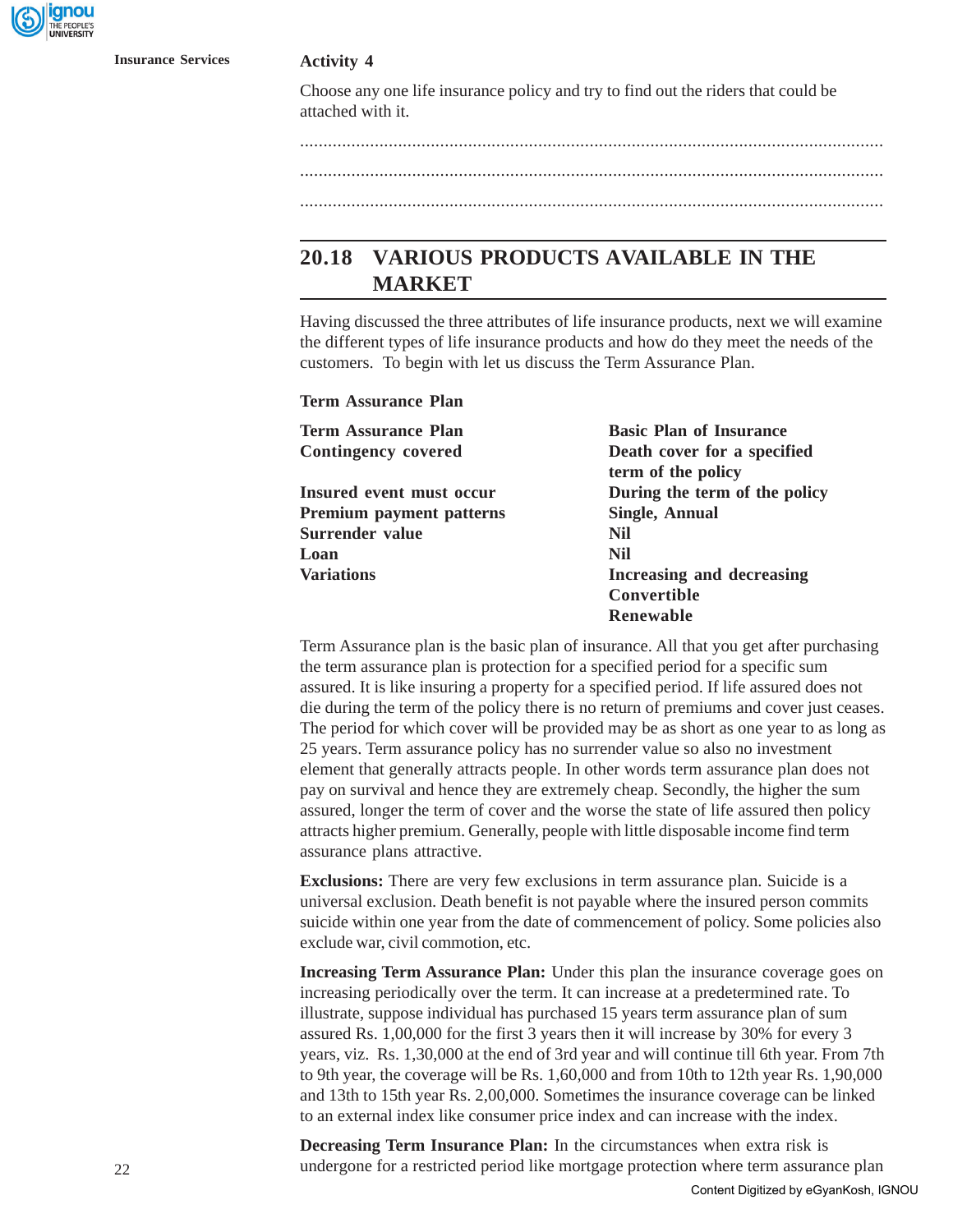### Activity 4

Choose any one life insurance policy and try to find out the riders that could be attached with it.

..............................................................................................................................

..............................................................................................................................

..............................................................................................................................

## 20.18 VARIOUS PRODUCTS AVAILABLE IN THE MARKET

Having discussed the three attributes of life insurance products, next we will examine the different types of life insurance products and how do they meet the needs of the customers. To begin with let us discuss the Term Assurance Plan.

**Term Assurance Plan**

| | |
|---|---|
| **Term Assurance Plan** | **Basic Plan of Insurance** |
| **Contingency covered** | **Death cover for a specified term of the policy** |
| **Insured event must occur** | **During the term of the policy** |
| **Premium payment patterns** | **Single, Annual** |
| **Surrender value** | **Nil** |
| **Loan** | **Nil** |
| **Variations** | **Increasing and decreasing**<br>**Convertible**<br>**Renewable** |

Term Assurance plan is the basic plan of insurance. All that you get after purchasing the term assurance plan is protection for a specified period for a specific sum assured. It is like insuring a property for a specified period. If life assured does not die during the term of the policy there is no return of premiums and cover just ceases. The period for which cover will be provided may be as short as one year to as long as 25 years. Term assurance policy has no surrender value so also no investment element that generally attracts people. In other words term assurance plan does not pay on survival and hence they are extremely cheap. Secondly, the higher the sum assured, longer the term of cover and the worse the state of life assured then policy attracts higher premium. Generally, people with little disposable income find term assurance plans attractive.

**Exclusions:** There are very few exclusions in term assurance plan. Suicide is a universal exclusion. Death benefit is not payable where the insured person commits suicide within one year from the date of commencement of policy. Some policies also exclude war, civil commotion, etc.

**Increasing Term Assurance Plan:** Under this plan the insurance coverage goes on increasing periodically over the term. It can increase at a predetermined rate. To illustrate, suppose individual has purchased 15 years term assurance plan of sum assured Rs. 1,00,000 for the first 3 years then it will increase by 30% for every 3 years, viz. Rs. 1,30,000 at the end of 3rd year and will continue till 6th year. From 7th to 9th year, the coverage will be Rs. 1,60,000 and from 10th to 12th year Rs. 1,90,000 and 13th to 15th year Rs. 2,00,000. Sometimes the insurance coverage can be linked to an external index like consumer price index and can increase with the index.

**Decreasing Term Insurance Plan:** In the circumstances when extra risk is undergone for a restricted period like mortgage protection where term assurance plan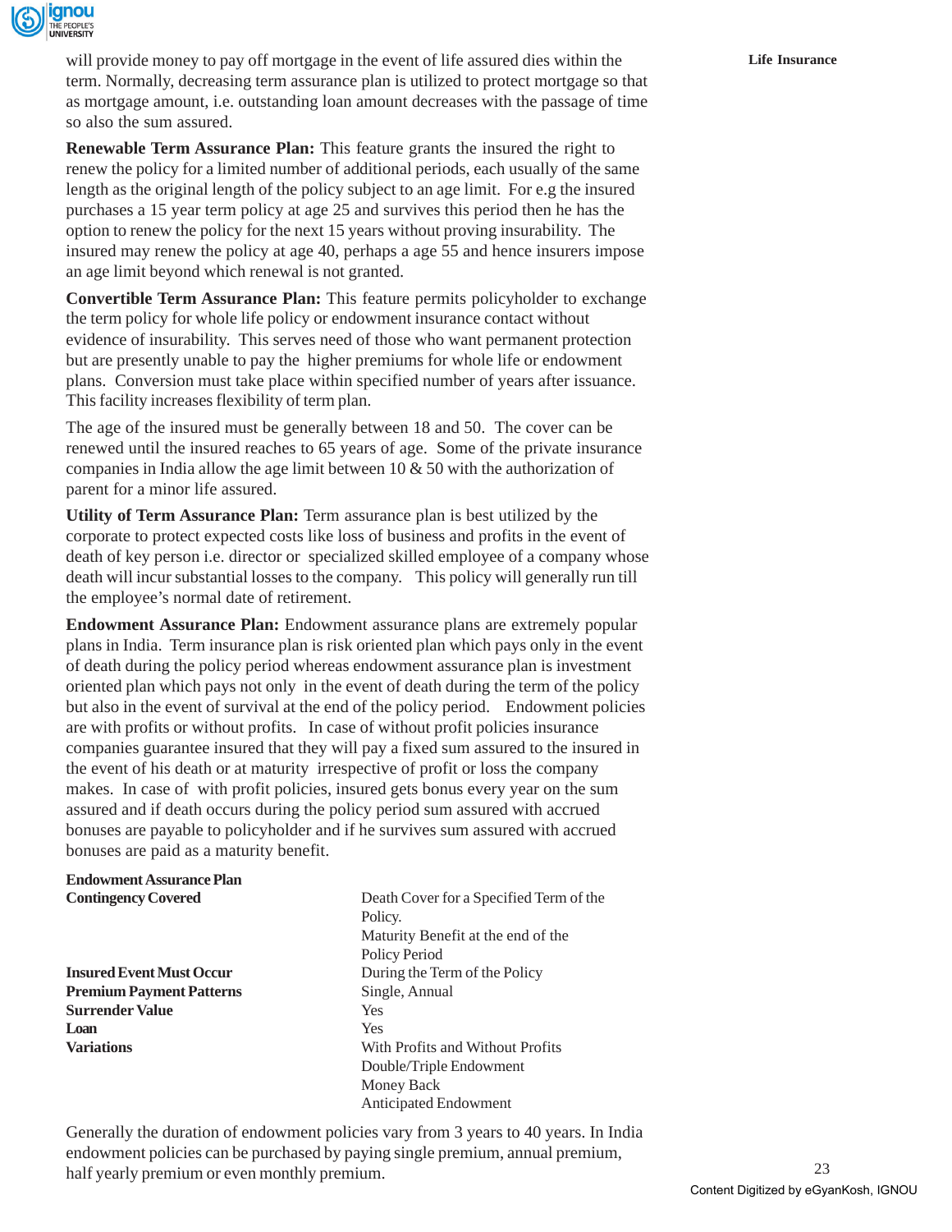will provide money to pay off mortgage in the event of life assured dies within the term. Normally, decreasing term assurance plan is utilized to protect mortgage so that as mortgage amount, i.e. outstanding loan amount decreases with the passage of time so also the sum assured.

**Renewable Term Assurance Plan:** This feature grants the insured the right to renew the policy for a limited number of additional periods, each usually of the same length as the original length of the policy subject to an age limit. For e.g the insured purchases a 15 year term policy at age 25 and survives this period then he has the option to renew the policy for the next 15 years without proving insurability. The insured may renew the policy at age 40, perhaps a age 55 and hence insurers impose an age limit beyond which renewal is not granted.

**Convertible Term Assurance Plan:** This feature permits policyholder to exchange the term policy for whole life policy or endowment insurance contact without evidence of insurability. This serves need of those who want permanent protection but are presently unable to pay the higher premiums for whole life or endowment plans. Conversion must take place within specified number of years after issuance. This facility increases flexibility of term plan.

The age of the insured must be generally between 18 and 50. The cover can be renewed until the insured reaches to 65 years of age. Some of the private insurance companies in India allow the age limit between 10 & 50 with the authorization of parent for a minor life assured.

**Utility of Term Assurance Plan:** Term assurance plan is best utilized by the corporate to protect expected costs like loss of business and profits in the event of death of key person i.e. director or specialized skilled employee of a company whose death will incur substantial losses to the company. This policy will generally run till the employee's normal date of retirement.

**Endowment Assurance Plan:** Endowment assurance plans are extremely popular plans in India. Term insurance plan is risk oriented plan which pays only in the event of death during the policy period whereas endowment assurance plan is investment oriented plan which pays not only in the event of death during the term of the policy but also in the event of survival at the end of the policy period. Endowment policies are with profits or without profits. In case of without profit policies insurance companies guarantee insured that they will pay a fixed sum assured to the insured in the event of his death or at maturity irrespective of profit or loss the company makes. In case of with profit policies, insured gets bonus every year on the sum assured and if death occurs during the policy period sum assured with accrued bonuses are payable to policyholder and if he survives sum assured with accrued bonuses are paid as a maturity benefit.

| **Endowment Assurance Plan** | |
|---|---|
| **Contingency Covered** | Death Cover for a Specified Term of the Policy. Maturity Benefit at the end of the Policy Period |
| **Insured Event Must Occur** | During the Term of the Policy |
| **Premium Payment Patterns** | Single, Annual |
| **Surrender Value** | Yes |
| **Loan** | Yes |
| **Variations** | With Profits and Without Profits<br>Double/Triple Endowment<br>Money Back<br>Anticipated Endowment |

Generally the duration of endowment policies vary from 3 years to 40 years. In India endowment policies can be purchased by paying single premium, annual premium, half yearly premium or even monthly premium.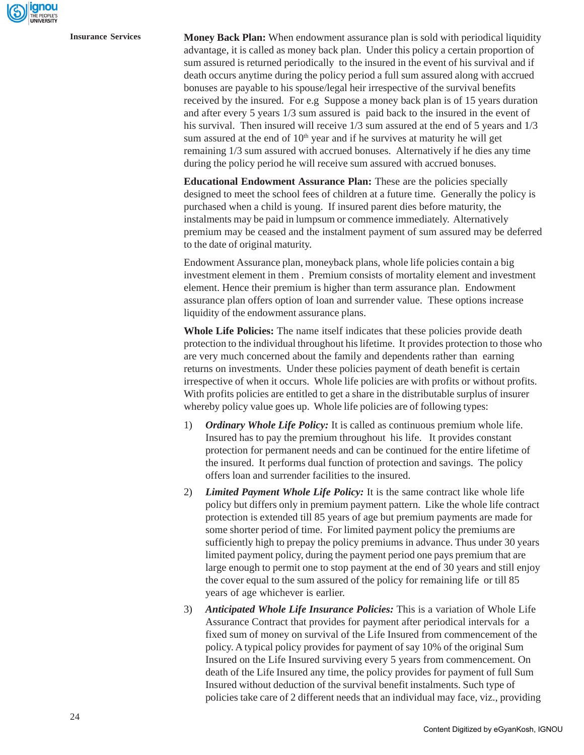**Money Back Plan:** When endowment assurance plan is sold with periodical liquidity advantage, it is called as money back plan. Under this policy a certain proportion of sum assured is returned periodically to the insured in the event of his survival and if death occurs anytime during the policy period a full sum assured along with accrued bonuses are payable to his spouse/legal heir irrespective of the survival benefits received by the insured. For e.g Suppose a money back plan is of 15 years duration and after every 5 years 1/3 sum assured is paid back to the insured in the event of his survival. Then insured will receive 1/3 sum assured at the end of 5 years and 1/3 sum assured at the end of 10th year and if he survives at maturity he will get remaining 1/3 sum assured with accrued bonuses. Alternatively if he dies any time during the policy period he will receive sum assured with accrued bonuses.

**Educational Endowment Assurance Plan:** These are the policies specially designed to meet the school fees of children at a future time. Generally the policy is purchased when a child is young. If insured parent dies before maturity, the instalments may be paid in lumpsum or commence immediately. Alternatively premium may be ceased and the instalment payment of sum assured may be deferred to the date of original maturity.

Endowment Assurance plan, moneyback plans, whole life policies contain a big investment element in them . Premium consists of mortality element and investment element. Hence their premium is higher than term assurance plan. Endowment assurance plan offers option of loan and surrender value. These options increase liquidity of the endowment assurance plans.

**Whole Life Policies:** The name itself indicates that these policies provide death protection to the individual throughout his lifetime. It provides protection to those who are very much concerned about the family and dependents rather than earning returns on investments. Under these policies payment of death benefit is certain irrespective of when it occurs. Whole life policies are with profits or without profits. With profits policies are entitled to get a share in the distributable surplus of insurer whereby policy value goes up. Whole life policies are of following types:

1) ***Ordinary Whole Life Policy:*** It is called as continuous premium whole life. Insured has to pay the premium throughout his life. It provides constant protection for permanent needs and can be continued for the entire lifetime of the insured. It performs dual function of protection and savings. The policy offers loan and surrender facilities to the insured.

2) ***Limited Payment Whole Life Policy:*** It is the same contract like whole life policy but differs only in premium payment pattern. Like the whole life contract protection is extended till 85 years of age but premium payments are made for some shorter period of time. For limited payment policy the premiums are sufficiently high to prepay the policy premiums in advance. Thus under 30 years limited payment policy, during the payment period one pays premium that are large enough to permit one to stop payment at the end of 30 years and still enjoy the cover equal to the sum assured of the policy for remaining life or till 85 years of age whichever is earlier.

3) ***Anticipated Whole Life Insurance Policies:*** This is a variation of Whole Life Assurance Contract that provides for payment after periodical intervals for a fixed sum of money on survival of the Life Insured from commencement of the policy. A typical policy provides for payment of say 10% of the original Sum Insured on the Life Insured surviving every 5 years from commencement. On death of the Life Insured any time, the policy provides for payment of full Sum Insured without deduction of the survival benefit instalments. Such type of policies take care of 2 different needs that an individual may face, viz., providing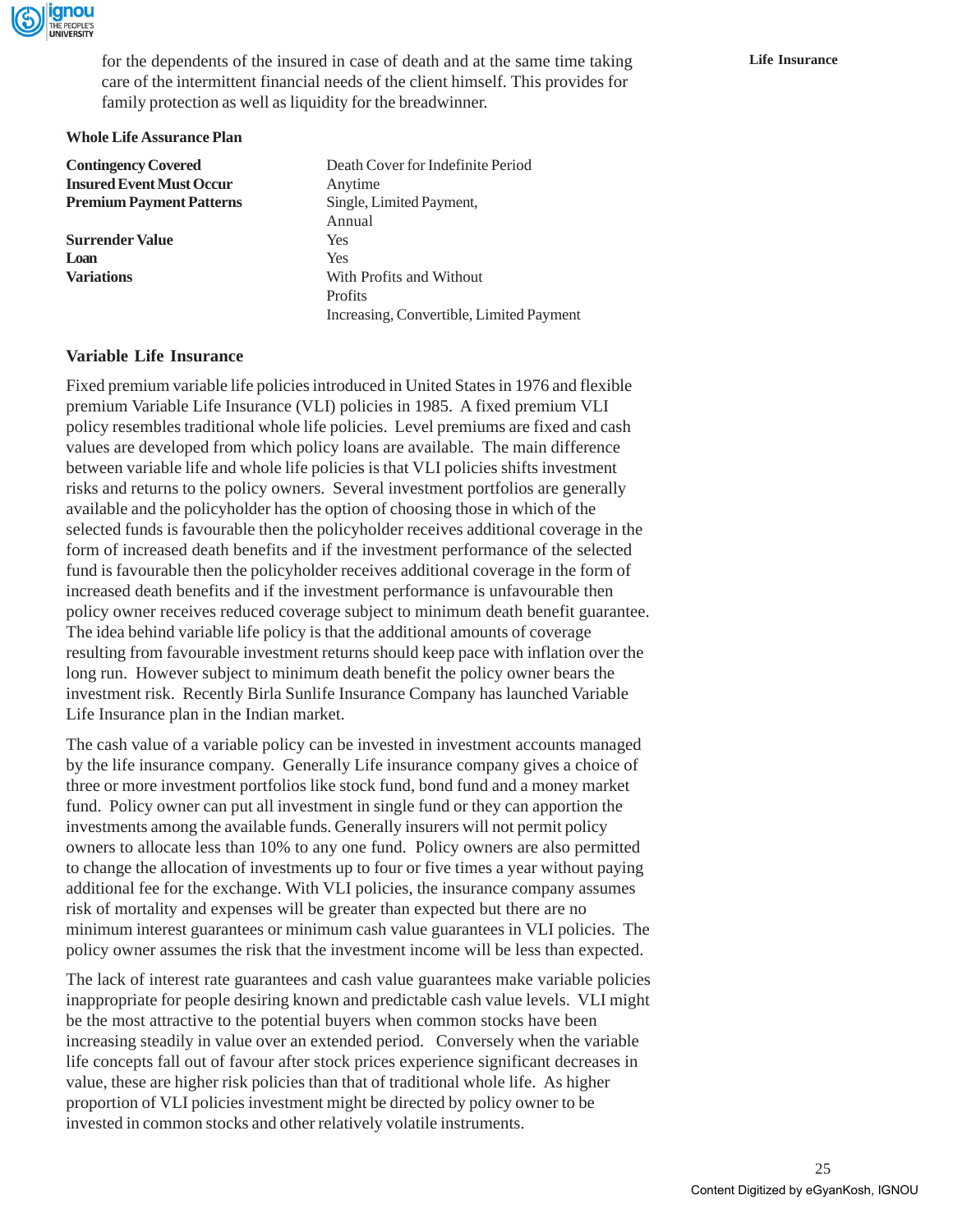for the dependents of the insured in case of death and at the same time taking care of the intermittent financial needs of the client himself. This provides for family protection as well as liquidity for the breadwinner.

**Whole Life Assurance Plan**

| | |
|---|---|
| **Contingency Covered** | Death Cover for Indefinite Period |
| **Insured Event Must Occur** | Anytime |
| **Premium Payment Patterns** | Single, Limited Payment, Annual |
| **Surrender Value** | Yes |
| **Loan** | Yes |
| **Variations** | With Profits and Without Profits<br>Increasing, Convertible, Limited Payment |

### Variable Life Insurance

Fixed premium variable life policies introduced in United States in 1976 and flexible premium Variable Life Insurance (VLI) policies in 1985. A fixed premium VLI policy resembles traditional whole life policies. Level premiums are fixed and cash values are developed from which policy loans are available. The main difference between variable life and whole life policies is that VLI policies shifts investment risks and returns to the policy owners. Several investment portfolios are generally available and the policyholder has the option of choosing those in which of the selected funds is favourable then the policyholder receives additional coverage in the form of increased death benefits and if the investment performance of the selected fund is favourable then the policyholder receives additional coverage in the form of increased death benefits and if the investment performance is unfavourable then policy owner receives reduced coverage subject to minimum death benefit guarantee. The idea behind variable life policy is that the additional amounts of coverage resulting from favourable investment returns should keep pace with inflation over the long run. However subject to minimum death benefit the policy owner bears the investment risk. Recently Birla Sunlife Insurance Company has launched Variable Life Insurance plan in the Indian market.

The cash value of a variable policy can be invested in investment accounts managed by the life insurance company. Generally Life insurance company gives a choice of three or more investment portfolios like stock fund, bond fund and a money market fund. Policy owner can put all investment in single fund or they can apportion the investments among the available funds. Generally insurers will not permit policy owners to allocate less than 10% to any one fund. Policy owners are also permitted to change the allocation of investments up to four or five times a year without paying additional fee for the exchange. With VLI policies, the insurance company assumes risk of mortality and expenses will be greater than expected but there are no minimum interest guarantees or minimum cash value guarantees in VLI policies. The policy owner assumes the risk that the investment income will be less than expected.

The lack of interest rate guarantees and cash value guarantees make variable policies inappropriate for people desiring known and predictable cash value levels. VLI might be the most attractive to the potential buyers when common stocks have been increasing steadily in value over an extended period. Conversely when the variable life concepts fall out of favour after stock prices experience significant decreases in value, these are higher risk policies than that of traditional whole life. As higher proportion of VLI policies investment might be directed by policy owner to be invested in common stocks and other relatively volatile instruments.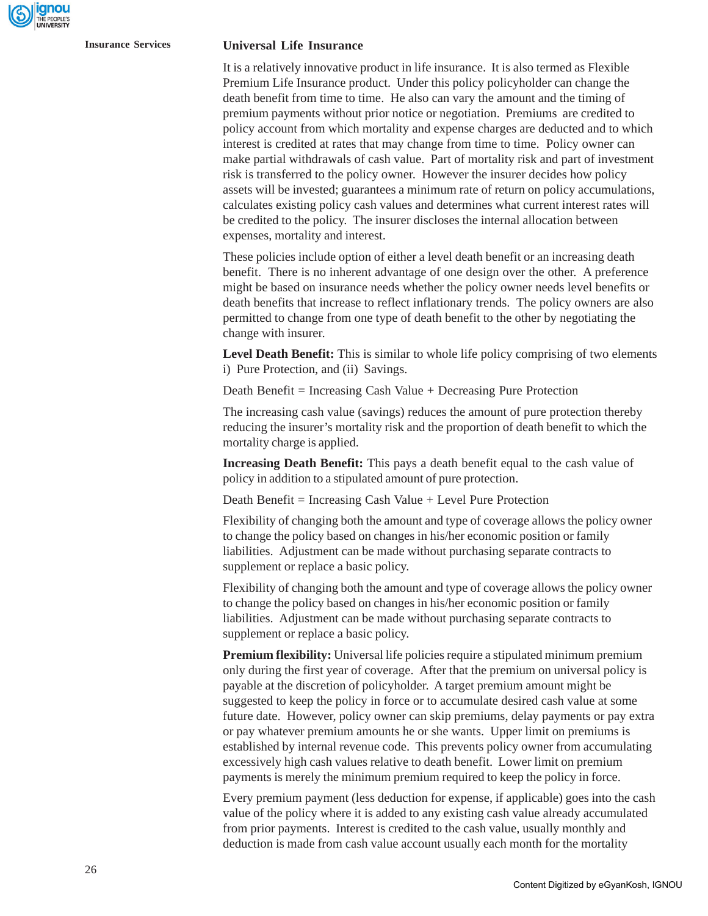## Universal Life Insurance

It is a relatively innovative product in life insurance. It is also termed as Flexible Premium Life Insurance product. Under this policy policyholder can change the death benefit from time to time. He also can vary the amount and the timing of premium payments without prior notice or negotiation. Premiums are credited to policy account from which mortality and expense charges are deducted and to which interest is credited at rates that may change from time to time. Policy owner can make partial withdrawals of cash value. Part of mortality risk and part of investment risk is transferred to the policy owner. However the insurer decides how policy assets will be invested; guarantees a minimum rate of return on policy accumulations, calculates existing policy cash values and determines what current interest rates will be credited to the policy. The insurer discloses the internal allocation between expenses, mortality and interest.

These policies include option of either a level death benefit or an increasing death benefit. There is no inherent advantage of one design over the other. A preference might be based on insurance needs whether the policy owner needs level benefits or death benefits that increase to reflect inflationary trends. The policy owners are also permitted to change from one type of death benefit to the other by negotiating the change with insurer.

**Level Death Benefit:** This is similar to whole life policy comprising of two elements i) Pure Protection, and (ii) Savings.

Death Benefit = Increasing Cash Value + Decreasing Pure Protection

The increasing cash value (savings) reduces the amount of pure protection thereby reducing the insurer's mortality risk and the proportion of death benefit to which the mortality charge is applied.

**Increasing Death Benefit:** This pays a death benefit equal to the cash value of policy in addition to a stipulated amount of pure protection.

Death Benefit = Increasing Cash Value + Level Pure Protection

Flexibility of changing both the amount and type of coverage allows the policy owner to change the policy based on changes in his/her economic position or family liabilities. Adjustment can be made without purchasing separate contracts to supplement or replace a basic policy.

Flexibility of changing both the amount and type of coverage allows the policy owner to change the policy based on changes in his/her economic position or family liabilities. Adjustment can be made without purchasing separate contracts to supplement or replace a basic policy.

**Premium flexibility:** Universal life policies require a stipulated minimum premium only during the first year of coverage. After that the premium on universal policy is payable at the discretion of policyholder. A target premium amount might be suggested to keep the policy in force or to accumulate desired cash value at some future date. However, policy owner can skip premiums, delay payments or pay extra or pay whatever premium amounts he or she wants. Upper limit on premiums is established by internal revenue code. This prevents policy owner from accumulating excessively high cash values relative to death benefit. Lower limit on premium payments is merely the minimum premium required to keep the policy in force.

Every premium payment (less deduction for expense, if applicable) goes into the cash value of the policy where it is added to any existing cash value already accumulated from prior payments. Interest is credited to the cash value, usually monthly and deduction is made from cash value account usually each month for the mortality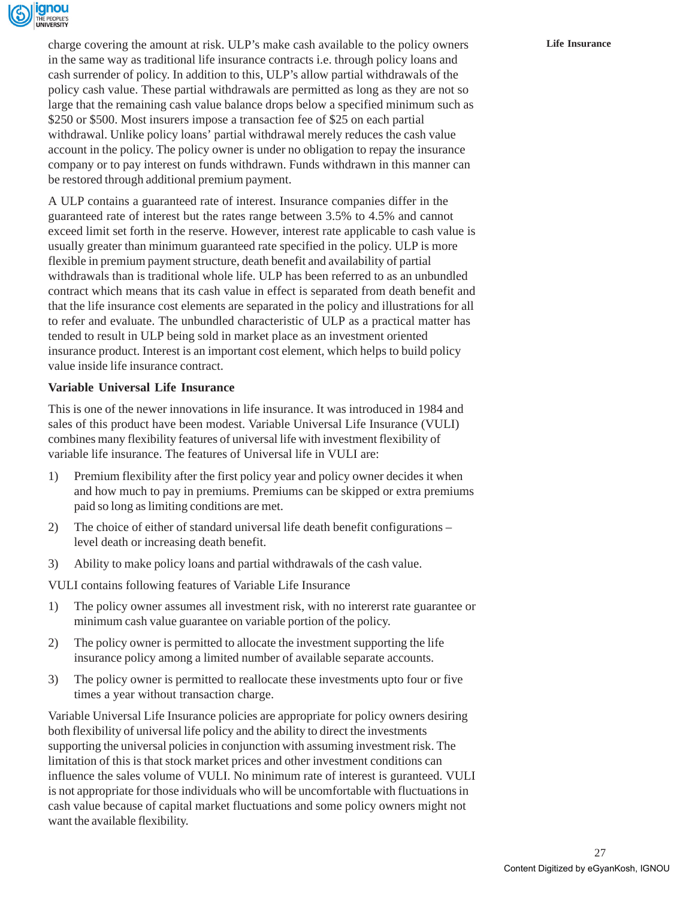charge covering the amount at risk. ULP's make cash available to the policy owners in the same way as traditional life insurance contracts i.e. through policy loans and cash surrender of policy. In addition to this, ULP's allow partial withdrawals of the policy cash value. These partial withdrawals are permitted as long as they are not so large that the remaining cash value balance drops below a specified minimum such as $250 or $500. Most insurers impose a transaction fee of $25 on each partial withdrawal. Unlike policy loans' partial withdrawal merely reduces the cash value account in the policy. The policy owner is under no obligation to repay the insurance company or to pay interest on funds withdrawn. Funds withdrawn in this manner can be restored through additional premium payment.

A ULP contains a guaranteed rate of interest. Insurance companies differ in the guaranteed rate of interest but the rates range between 3.5% to 4.5% and cannot exceed limit set forth in the reserve. However, interest rate applicable to cash value is usually greater than minimum guaranteed rate specified in the policy. ULP is more flexible in premium payment structure, death benefit and availability of partial withdrawals than is traditional whole life. ULP has been referred to as an unbundled contract which means that its cash value in effect is separated from death benefit and that the life insurance cost elements are separated in the policy and illustrations for all to refer and evaluate. The unbundled characteristic of ULP as a practical matter has tended to result in ULP being sold in market place as an investment oriented insurance product. Interest is an important cost element, which helps to build policy value inside life insurance contract.

**Variable Universal Life Insurance**

This is one of the newer innovations in life insurance. It was introduced in 1984 and sales of this product have been modest. Variable Universal Life Insurance (VULI) combines many flexibility features of universal life with investment flexibility of variable life insurance. The features of Universal life in VULI are:

1) Premium flexibility after the first policy year and policy owner decides it when and how much to pay in premiums. Premiums can be skipped or extra premiums paid so long as limiting conditions are met.
2) The choice of either of standard universal life death benefit configurations – level death or increasing death benefit.
3) Ability to make policy loans and partial withdrawals of the cash value.

VULI contains following features of Variable Life Insurance

1) The policy owner assumes all investment risk, with no intererst rate guarantee or minimum cash value guarantee on variable portion of the policy.
2) The policy owner is permitted to allocate the investment supporting the life insurance policy among a limited number of available separate accounts.
3) The policy owner is permitted to reallocate these investments upto four or five times a year without transaction charge.

Variable Universal Life Insurance policies are appropriate for policy owners desiring both flexibility of universal life policy and the ability to direct the investments supporting the universal policies in conjunction with assuming investment risk. The limitation of this is that stock market prices and other investment conditions can influence the sales volume of VULI. No minimum rate of interest is guranteed. VULI is not appropriate for those individuals who will be uncomfortable with fluctuations in cash value because of capital market fluctuations and some policy owners might not want the available flexibility.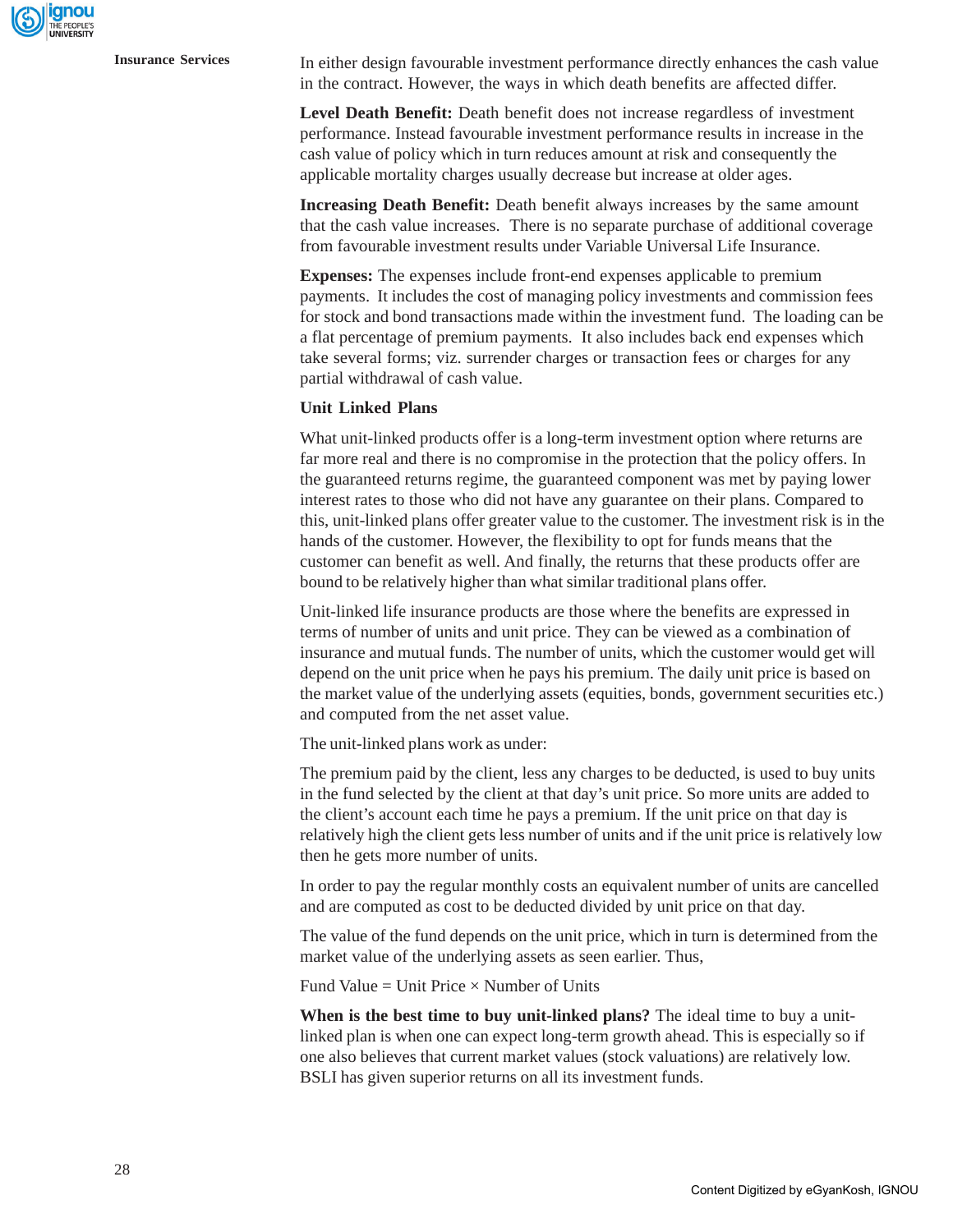In either design favourable investment performance directly enhances the cash value in the contract. However, the ways in which death benefits are affected differ.

**Level Death Benefit:** Death benefit does not increase regardless of investment performance. Instead favourable investment performance results in increase in the cash value of policy which in turn reduces amount at risk and consequently the applicable mortality charges usually decrease but increase at older ages.

**Increasing Death Benefit:** Death benefit always increases by the same amount that the cash value increases. There is no separate purchase of additional coverage from favourable investment results under Variable Universal Life Insurance.

**Expenses:** The expenses include front-end expenses applicable to premium payments. It includes the cost of managing policy investments and commission fees for stock and bond transactions made within the investment fund. The loading can be a flat percentage of premium payments. It also includes back end expenses which take several forms; viz. surrender charges or transaction fees or charges for any partial withdrawal of cash value.

**Unit Linked Plans**

What unit-linked products offer is a long-term investment option where returns are far more real and there is no compromise in the protection that the policy offers. In the guaranteed returns regime, the guaranteed component was met by paying lower interest rates to those who did not have any guarantee on their plans. Compared to this, unit-linked plans offer greater value to the customer. The investment risk is in the hands of the customer. However, the flexibility to opt for funds means that the customer can benefit as well. And finally, the returns that these products offer are bound to be relatively higher than what similar traditional plans offer.

Unit-linked life insurance products are those where the benefits are expressed in terms of number of units and unit price. They can be viewed as a combination of insurance and mutual funds. The number of units, which the customer would get will depend on the unit price when he pays his premium. The daily unit price is based on the market value of the underlying assets (equities, bonds, government securities etc.) and computed from the net asset value.

The unit-linked plans work as under:

The premium paid by the client, less any charges to be deducted, is used to buy units in the fund selected by the client at that day's unit price. So more units are added to the client's account each time he pays a premium. If the unit price on that day is relatively high the client gets less number of units and if the unit price is relatively low then he gets more number of units.

In order to pay the regular monthly costs an equivalent number of units are cancelled and are computed as cost to be deducted divided by unit price on that day.

The value of the fund depends on the unit price, which in turn is determined from the market value of the underlying assets as seen earlier. Thus,

Fund Value = Unit Price × Number of Units

**When is the best time to buy unit-linked plans?** The ideal time to buy a unit-linked plan is when one can expect long-term growth ahead. This is especially so if one also believes that current market values (stock valuations) are relatively low. BSLI has given superior returns on all its investment funds.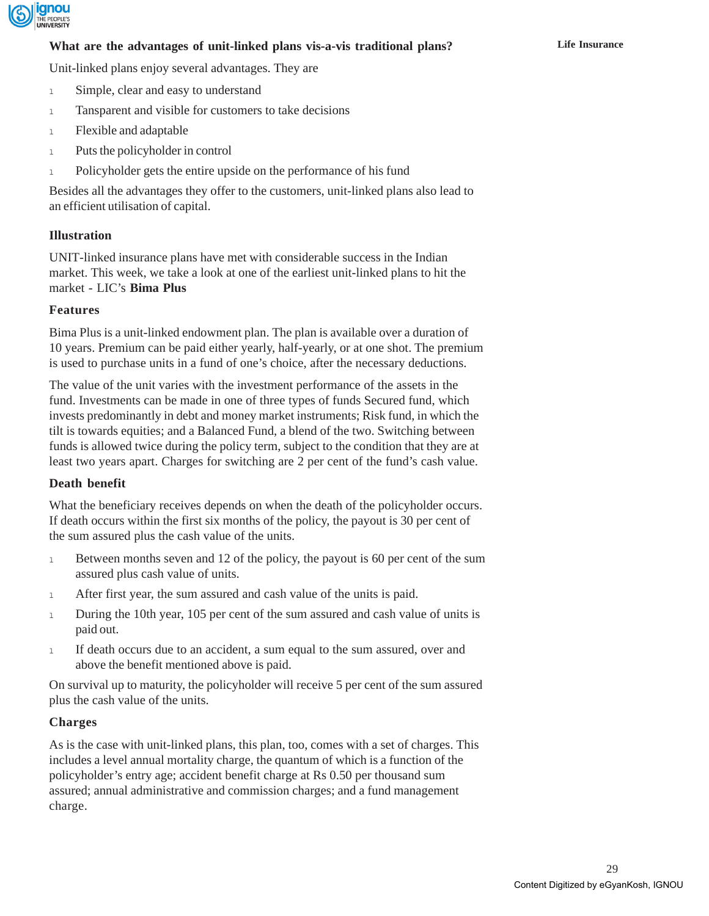### What are the advantages of unit-linked plans vis-a-vis traditional plans?

Unit-linked plans enjoy several advantages. They are

- Simple, clear and easy to understand
- Tansparent and visible for customers to take decisions
- Flexible and adaptable
- Puts the policyholder in control
- Policyholder gets the entire upside on the performance of his fund

Besides all the advantages they offer to the customers, unit-linked plans also lead to an efficient utilisation of capital.

### Illustration

UNIT-linked insurance plans have met with considerable success in the Indian market. This week, we take a look at one of the earliest unit-linked plans to hit the market - LIC's **Bima Plus**

### Features

Bima Plus is a unit-linked endowment plan. The plan is available over a duration of 10 years. Premium can be paid either yearly, half-yearly, or at one shot. The premium is used to purchase units in a fund of one's choice, after the necessary deductions.

The value of the unit varies with the investment performance of the assets in the fund. Investments can be made in one of three types of funds Secured fund, which invests predominantly in debt and money market instruments; Risk fund, in which the tilt is towards equities; and a Balanced Fund, a blend of the two. Switching between funds is allowed twice during the policy term, subject to the condition that they are at least two years apart. Charges for switching are 2 per cent of the fund's cash value.

### Death benefit

What the beneficiary receives depends on when the death of the policyholder occurs. If death occurs within the first six months of the policy, the payout is 30 per cent of the sum assured plus the cash value of the units.

- Between months seven and 12 of the policy, the payout is 60 per cent of the sum assured plus cash value of units.
- After first year, the sum assured and cash value of the units is paid.
- During the 10th year, 105 per cent of the sum assured and cash value of units is paid out.
- If death occurs due to an accident, a sum equal to the sum assured, over and above the benefit mentioned above is paid.

On survival up to maturity, the policyholder will receive 5 per cent of the sum assured plus the cash value of the units.

### Charges

As is the case with unit-linked plans, this plan, too, comes with a set of charges. This includes a level annual mortality charge, the quantum of which is a function of the policyholder's entry age; accident benefit charge at Rs 0.50 per thousand sum assured; annual administrative and commission charges; and a fund management charge.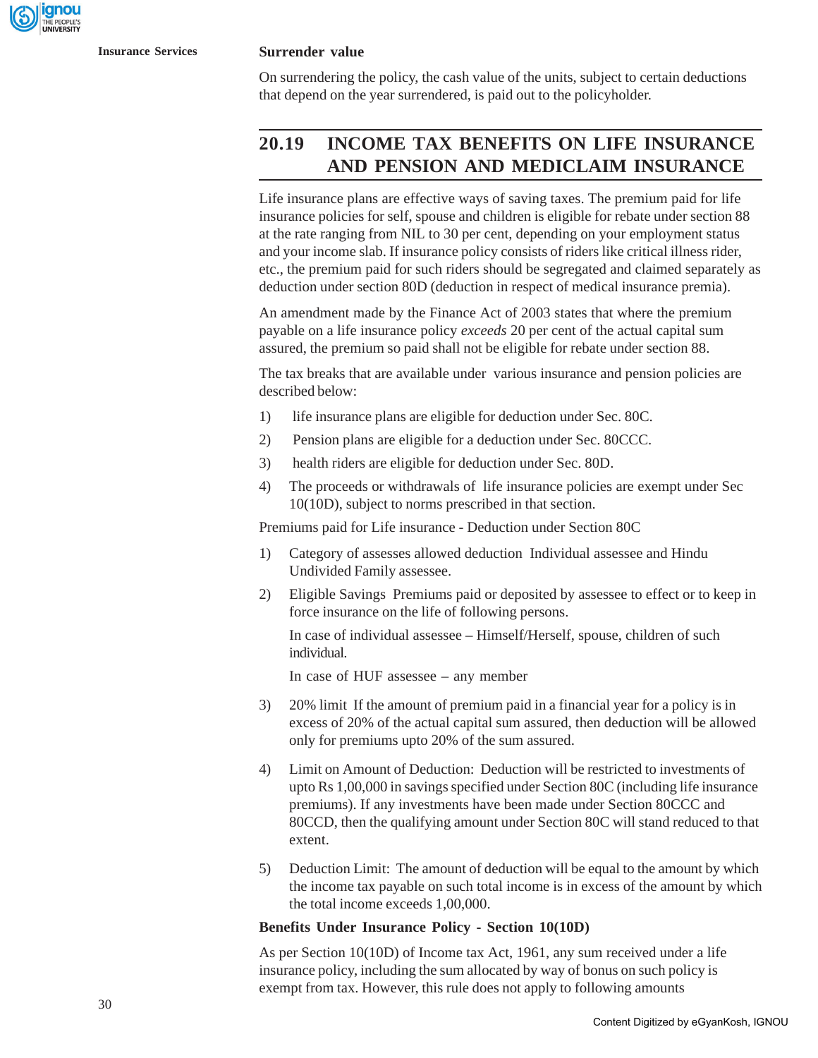**Surrender value**

On surrendering the policy, the cash value of the units, subject to certain deductions that depend on the year surrendered, is paid out to the policyholder.

## 20.19 INCOME TAX BENEFITS ON LIFE INSURANCE AND PENSION AND MEDICLAIM INSURANCE

Life insurance plans are effective ways of saving taxes. The premium paid for life insurance policies for self, spouse and children is eligible for rebate under section 88 at the rate ranging from NIL to 30 per cent, depending on your employment status and your income slab. If insurance policy consists of riders like critical illness rider, etc., the premium paid for such riders should be segregated and claimed separately as deduction under section 80D (deduction in respect of medical insurance premia).

An amendment made by the Finance Act of 2003 states that where the premium payable on a life insurance policy *exceeds* 20 per cent of the actual capital sum assured, the premium so paid shall not be eligible for rebate under section 88.

The tax breaks that are available under various insurance and pension policies are described below:

1) life insurance plans are eligible for deduction under Sec. 80C.
2) Pension plans are eligible for a deduction under Sec. 80CCC.
3) health riders are eligible for deduction under Sec. 80D.
4) The proceeds or withdrawals of life insurance policies are exempt under Sec 10(10D), subject to norms prescribed in that section.

Premiums paid for Life insurance - Deduction under Section 80C

1) Category of assesses allowed deduction Individual assessee and Hindu Undivided Family assessee.
2) Eligible Savings Premiums paid or deposited by assessee to effect or to keep in force insurance on the life of following persons.

   In case of individual assessee – Himself/Herself, spouse, children of such individual.

   In case of HUF assessee – any member
3) 20% limit If the amount of premium paid in a financial year for a policy is in excess of 20% of the actual capital sum assured, then deduction will be allowed only for premiums upto 20% of the sum assured.
4) Limit on Amount of Deduction: Deduction will be restricted to investments of upto Rs 1,00,000 in savings specified under Section 80C (including life insurance premiums). If any investments have been made under Section 80CCC and 80CCD, then the qualifying amount under Section 80C will stand reduced to that extent.
5) Deduction Limit: The amount of deduction will be equal to the amount by which the income tax payable on such total income is in excess of the amount by which the total income exceeds 1,00,000.

**Benefits Under Insurance Policy - Section 10(10D)**

As per Section 10(10D) of Income tax Act, 1961, any sum received under a life insurance policy, including the sum allocated by way of bonus on such policy is exempt from tax. However, this rule does not apply to following amounts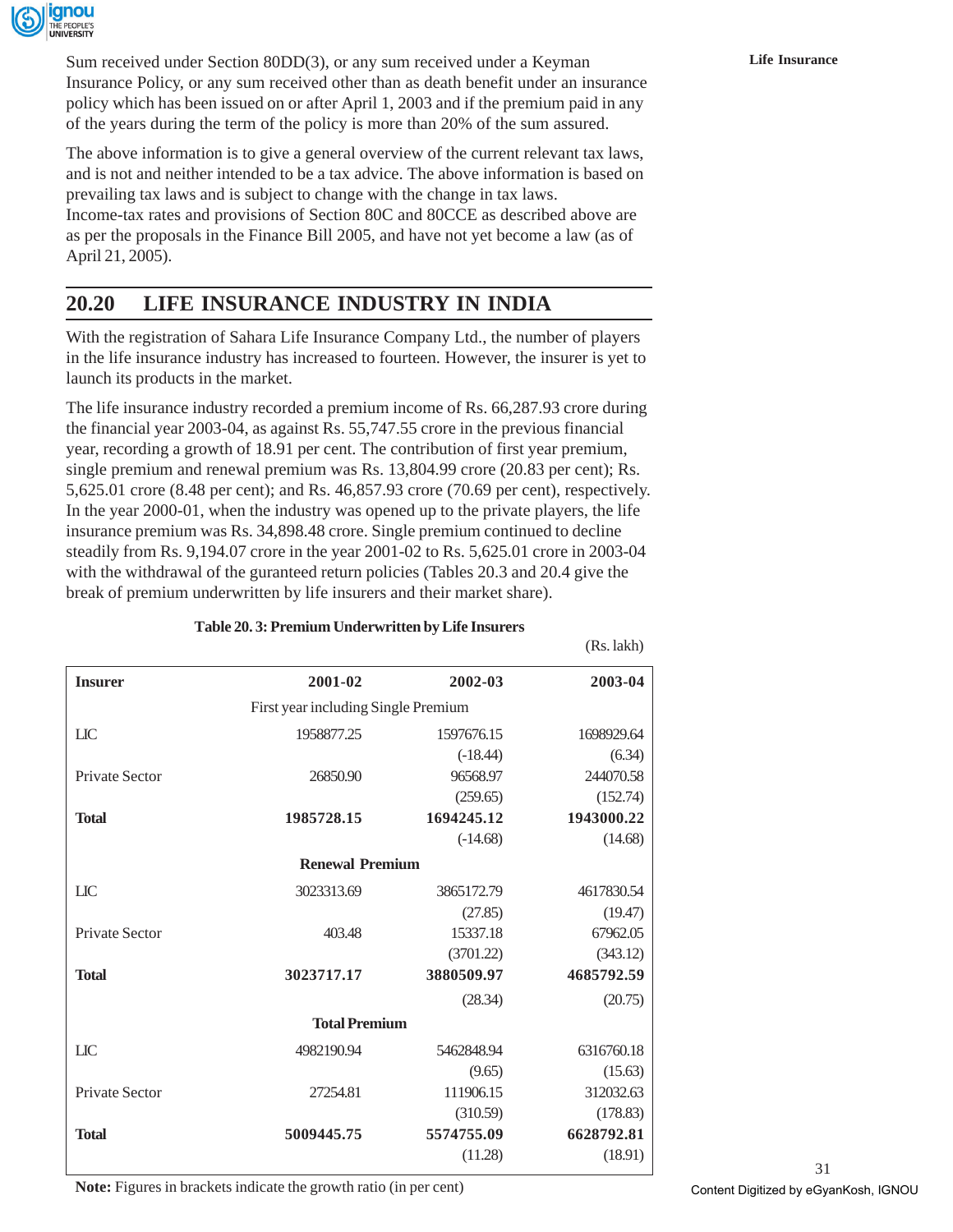Sum received under Section 80DD(3), or any sum received under a Keyman Insurance Policy, or any sum received other than as death benefit under an insurance policy which has been issued on or after April 1, 2003 and if the premium paid in any of the years during the term of the policy is more than 20% of the sum assured.

The above information is to give a general overview of the current relevant tax laws, and is not and neither intended to be a tax advice. The above information is based on prevailing tax laws and is subject to change with the change in tax laws. Income-tax rates and provisions of Section 80C and 80CCE as described above are as per the proposals in the Finance Bill 2005, and have not yet become a law (as of April 21, 2005).

## 20.20 LIFE INSURANCE INDUSTRY IN INDIA

With the registration of Sahara Life Insurance Company Ltd., the number of players in the life insurance industry has increased to fourteen. However, the insurer is yet to launch its products in the market.

The life insurance industry recorded a premium income of Rs. 66,287.93 crore during the financial year 2003-04, as against Rs. 55,747.55 crore in the previous financial year, recording a growth of 18.91 per cent. The contribution of first year premium, single premium and renewal premium was Rs. 13,804.99 crore (20.83 per cent); Rs. 5,625.01 crore (8.48 per cent); and Rs. 46,857.93 crore (70.69 per cent), respectively. In the year 2000-01, when the industry was opened up to the private players, the life insurance premium was Rs. 34,898.48 crore. Single premium continued to decline steadily from Rs. 9,194.07 crore in the year 2001-02 to Rs. 5,625.01 crore in 2003-04 with the withdrawal of the guranteed return policies (Tables 20.3 and 20.4 give the break of premium underwritten by life insurers and their market share).

**Table 20. 3: Premium Underwritten by Life Insurers**

(Rs. lakh)

| Insurer | 2001-02 | 2002-03 | 2003-04 |
|---|---|---|---|
| | First year including Single Premium | | |
| LIC | 1958877.25 | 1597676.15 | 1698929.64 |
| | | (-18.44) | (6.34) |
| Private Sector | 26850.90 | 96568.97 | 244070.58 |
| | | (259.65) | (152.74) |
| **Total** | **1985728.15** | **1694245.12** | **1943000.22** |
| | | (-14.68) | (14.68) |
| | **Renewal Premium** | | |
| LIC | 3023313.69 | 3865172.79 | 4617830.54 |
| | | (27.85) | (19.47) |
| Private Sector | 403.48 | 15337.18 | 67962.05 |
| | | (3701.22) | (343.12) |
| **Total** | **3023717.17** | **3880509.97** | **4685792.59** |
| | | (28.34) | (20.75) |
| | **Total Premium** | | |
| LIC | 4982190.94 | 5462848.94 | 6316760.18 |
| | | (9.65) | (15.63) |
| Private Sector | 27254.81 | 111906.15 | 312032.63 |
| | | (310.59) | (178.83) |
| **Total** | **5009445.75** | **5574755.09** | **6628792.81** |
| | | (11.28) | (18.91) |

**Note:** Figures in brackets indicate the growth ratio (in per cent)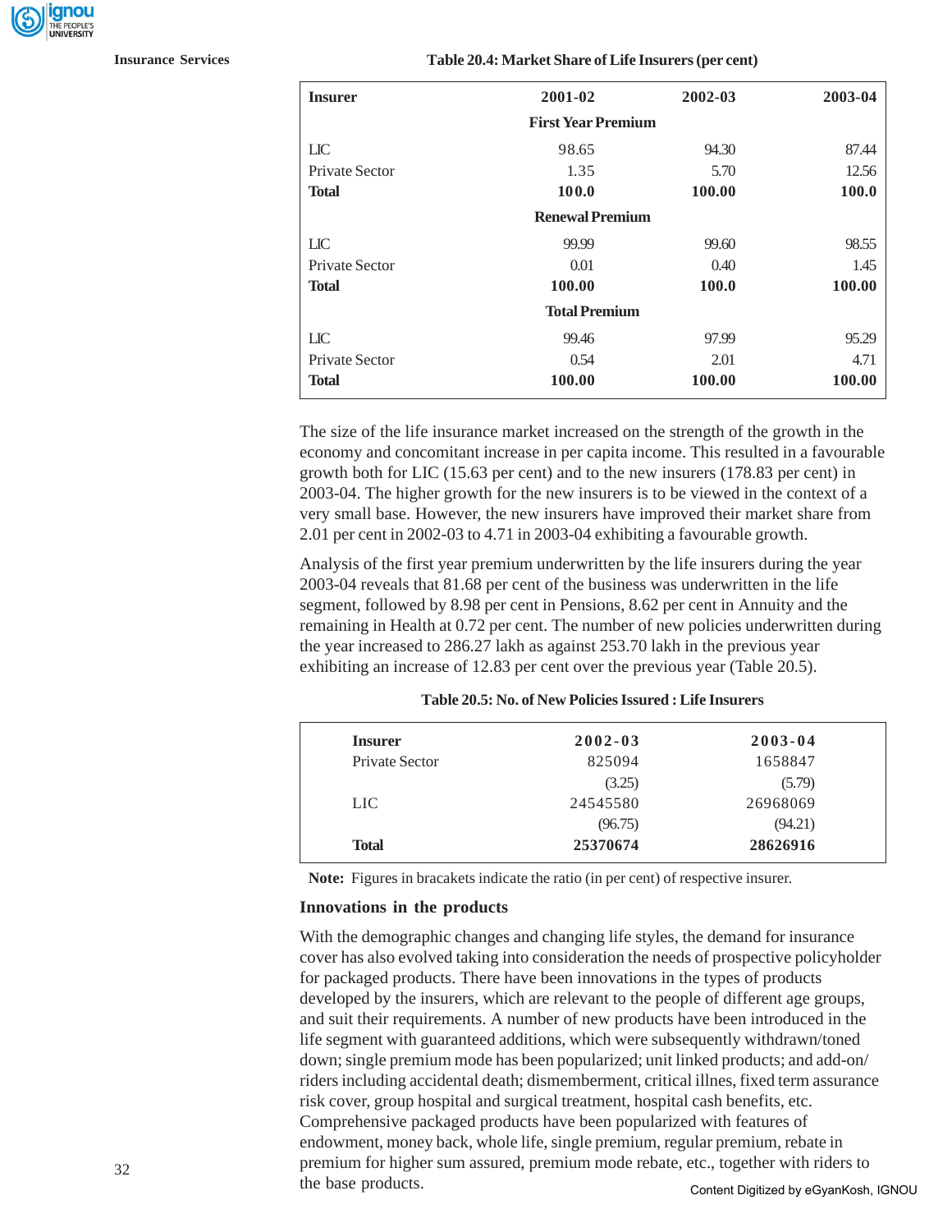**Table 20.4: Market Share of Life Insurers (per cent)**

| Insurer | 2001-02 | 2002-03 | 2003-04 |
|---|---|---|---|
| | **First Year Premium** | | |
| LIC | 98.65 | 94.30 | 87.44 |
| Private Sector | 1.35 | 5.70 | 12.56 |
| **Total** | **100.0** | **100.00** | **100.0** |
| | **Renewal Premium** | | |
| LIC | 99.99 | 99.60 | 98.55 |
| Private Sector | 0.01 | 0.40 | 1.45 |
| **Total** | **100.00** | **100.0** | **100.00** |
| | **Total Premium** | | |
| LIC | 99.46 | 97.99 | 95.29 |
| Private Sector | 0.54 | 2.01 | 4.71 |
| **Total** | **100.00** | **100.00** | **100.00** |

The size of the life insurance market increased on the strength of the growth in the economy and concomitant increase in per capita income. This resulted in a favourable growth both for LIC (15.63 per cent) and to the new insurers (178.83 per cent) in 2003-04. The higher growth for the new insurers is to be viewed in the context of a very small base. However, the new insurers have improved their market share from 2.01 per cent in 2002-03 to 4.71 in 2003-04 exhibiting a favourable growth.

Analysis of the first year premium underwritten by the life insurers during the year 2003-04 reveals that 81.68 per cent of the business was underwritten in the life segment, followed by 8.98 per cent in Pensions, 8.62 per cent in Annuity and the remaining in Health at 0.72 per cent. The number of new policies underwritten during the year increased to 286.27 lakh as against 253.70 lakh in the previous year exhibiting an increase of 12.83 per cent over the previous year (Table 20.5).

**Table 20.5: No. of New Policies Issured : Life Insurers**

| Insurer | 2002-03 | 2003-04 |
|---|---|---|
| Private Sector | 825094 | 1658847 |
| | (3.25) | (5.79) |
| LIC | 24545580 | 26968069 |
| | (96.75) | (94.21) |
| **Total** | **25370674** | **28626916** |

**Note:** Figures in brackets indicate the ratio (in per cent) of respective insurer.

### Innovations in the products

With the demographic changes and changing life styles, the demand for insurance cover has also evolved taking into consideration the needs of prospective policyholder for packaged products. There have been innovations in the types of products developed by the insurers, which are relevant to the people of different age groups, and suit their requirements. A number of new products have been introduced in the life segment with guaranteed additions, which were subsequently withdrawn/toned down; single premium mode has been popularized; unit linked products; and add-on/riders including accidental death; dismemberment, critical illnes, fixed term assurance risk cover, group hospital and surgical treatment, hospital cash benefits, etc. Comprehensive packaged products have been popularized with features of endowment, money back, whole life, single premium, regular premium, rebate in premium for higher sum assured, premium mode rebate, etc., together with riders to the base products.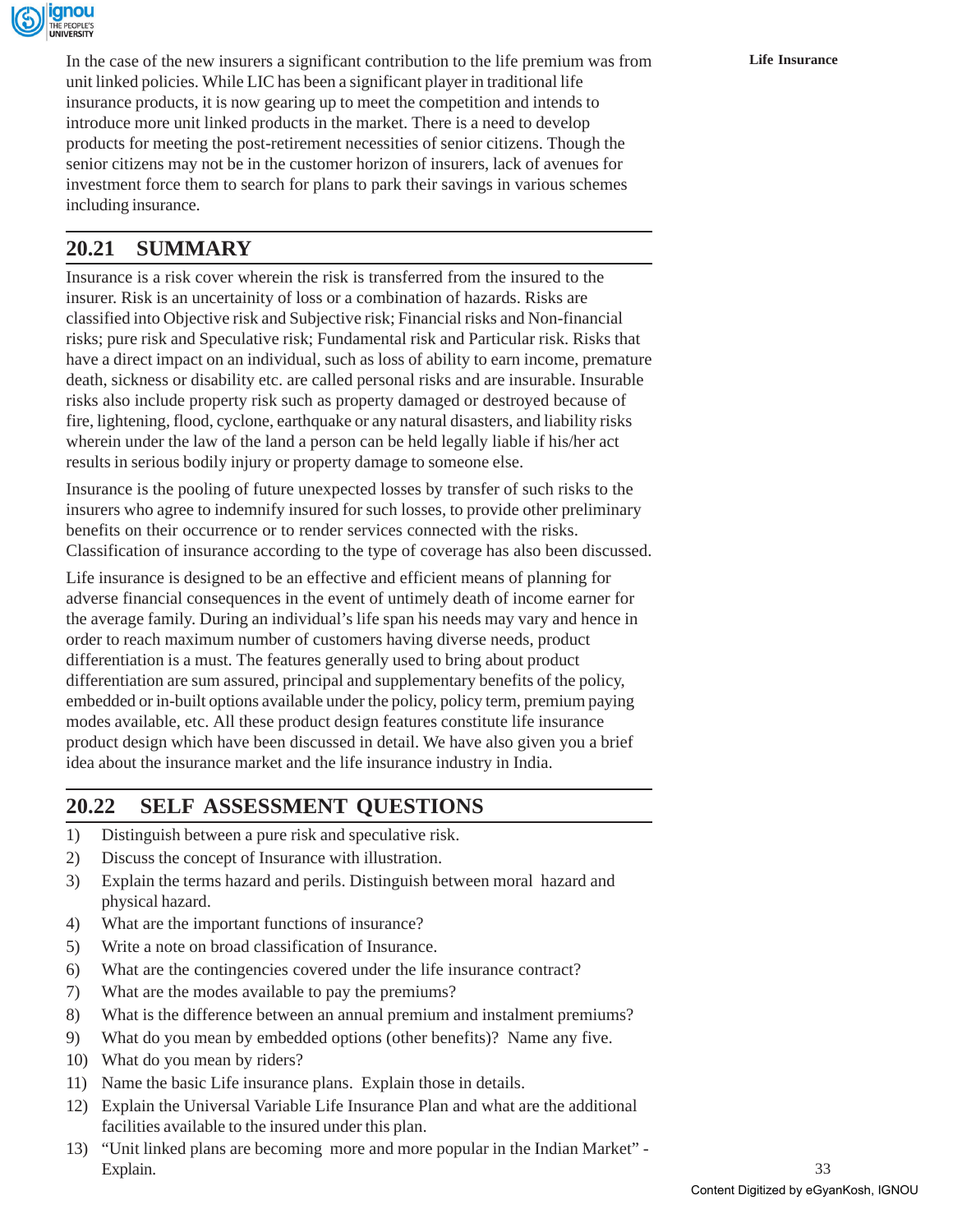In the case of the new insurers a significant contribution to the life premium was from unit linked policies. While LIC has been a significant player in traditional life insurance products, it is now gearing up to meet the competition and intends to introduce more unit linked products in the market. There is a need to develop products for meeting the post-retirement necessities of senior citizens. Though the senior citizens may not be in the customer horizon of insurers, lack of avenues for investment force them to search for plans to park their savings in various schemes including insurance.

## 20.21 SUMMARY

Insurance is a risk cover wherein the risk is transferred from the insured to the insurer. Risk is an uncertainity of loss or a combination of hazards. Risks are classified into Objective risk and Subjective risk; Financial risks and Non-financial risks; pure risk and Speculative risk; Fundamental risk and Particular risk. Risks that have a direct impact on an individual, such as loss of ability to earn income, premature death, sickness or disability etc. are called personal risks and are insurable. Insurable risks also include property risk such as property damaged or destroyed because of fire, lightening, flood, cyclone, earthquake or any natural disasters, and liability risks wherein under the law of the land a person can be held legally liable if his/her act results in serious bodily injury or property damage to someone else.

Insurance is the pooling of future unexpected losses by transfer of such risks to the insurers who agree to indemnify insured for such losses, to provide other preliminary benefits on their occurrence or to render services connected with the risks. Classification of insurance according to the type of coverage has also been discussed.

Life insurance is designed to be an effective and efficient means of planning for adverse financial consequences in the event of untimely death of income earner for the average family. During an individual's life span his needs may vary and hence in order to reach maximum number of customers having diverse needs, product differentiation is a must. The features generally used to bring about product differentiation are sum assured, principal and supplementary benefits of the policy, embedded or in-built options available under the policy, policy term, premium paying modes available, etc. All these product design features constitute life insurance product design which have been discussed in detail. We have also given you a brief idea about the insurance market and the life insurance industry in India.

## 20.22 SELF ASSESSMENT QUESTIONS

1) Distinguish between a pure risk and speculative risk.
2) Discuss the concept of Insurance with illustration.
3) Explain the terms hazard and perils. Distinguish between moral hazard and physical hazard.
4) What are the important functions of insurance?
5) Write a note on broad classification of Insurance.
6) What are the contingencies covered under the life insurance contract?
7) What are the modes available to pay the premiums?
8) What is the difference between an annual premium and instalment premiums?
9) What do you mean by embedded options (other benefits)? Name any five.
10) What do you mean by riders?
11) Name the basic Life insurance plans. Explain those in details.
12) Explain the Universal Variable Life Insurance Plan and what are the additional facilities available to the insured under this plan.
13) "Unit linked plans are becoming more and more popular in the Indian Market" - Explain.